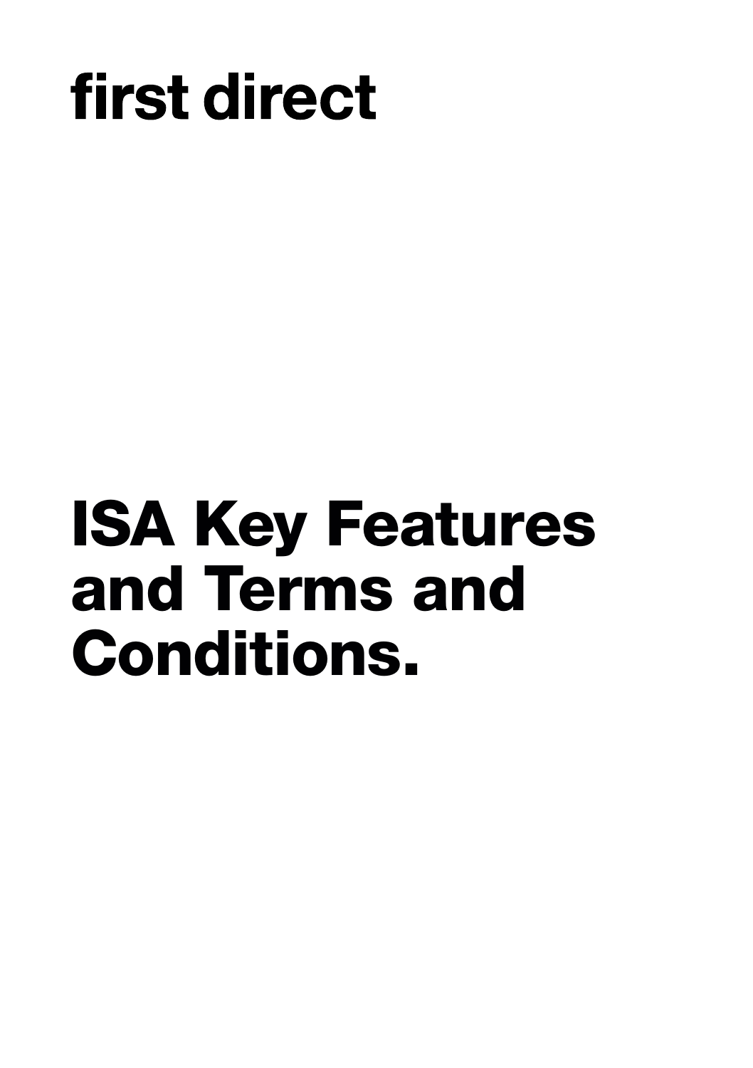first direct

# ISA Key Features and Terms and Conditions.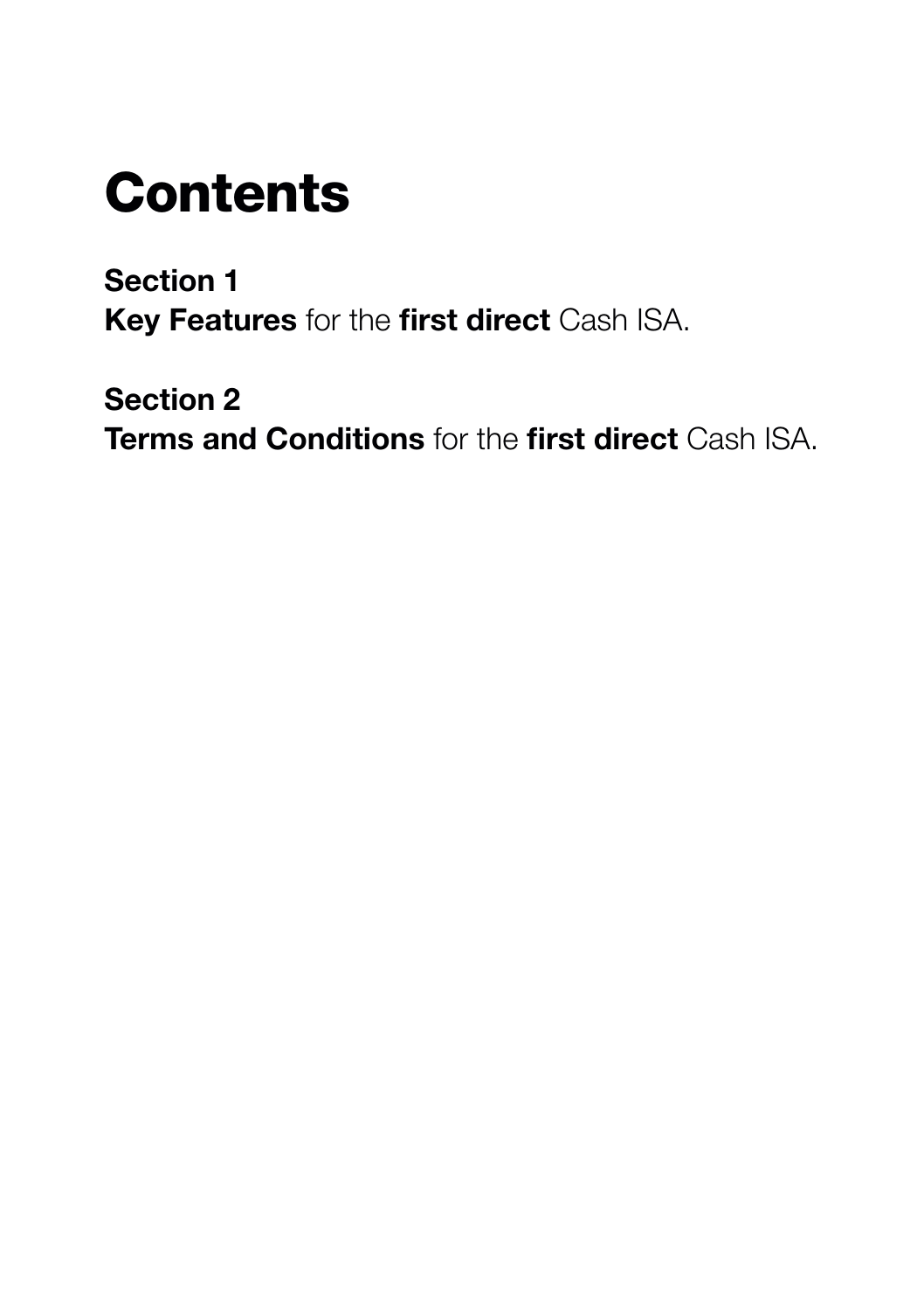# Contents

**Section 1**
**Key Features** for the **first direct** Cash ISA.

**Section 2**
**Terms and Conditions** for the **first direct** Cash ISA.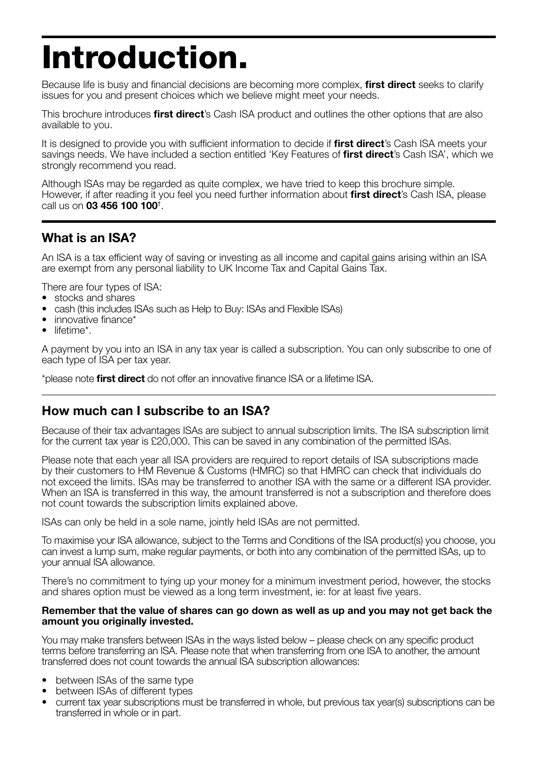# Introduction.

Because life is busy and financial decisions are becoming more complex, **first direct** seeks to clarify issues for you and present choices which we believe might meet your needs.

This brochure introduces **first direct**'s Cash ISA product and outlines the other options that are also available to you.

It is designed to provide you with sufficient information to decide if **first direct**'s Cash ISA meets your savings needs. We have included a section entitled 'Key Features of **first direct**'s Cash ISA', which we strongly recommend you read.

Although ISAs may be regarded as quite complex, we have tried to keep this brochure simple. However, if after reading it you feel you need further information about **first direct**'s Cash ISA, please call us on **03 456 100 100**†.

## What is an ISA?

An ISA is a tax efficient way of saving or investing as all income and capital gains arising within an ISA are exempt from any personal liability to UK Income Tax and Capital Gains Tax.

There are four types of ISA:

- stocks and shares
- cash (this includes ISAs such as Help to Buy: ISAs and Flexible ISAs)
- innovative finance*
- lifetime*.

A payment by you into an ISA in any tax year is called a subscription. You can only subscribe to one of each type of ISA per tax year.

*please note **first direct** do not offer an innovative finance ISA or a lifetime ISA.

## How much can I subscribe to an ISA?

Because of their tax advantages ISAs are subject to annual subscription limits. The ISA subscription limit for the current tax year is £20,000. This can be saved in any combination of the permitted ISAs.

Please note that each year all ISA providers are required to report details of ISA subscriptions made by their customers to HM Revenue & Customs (HMRC) so that HMRC can check that individuals do not exceed the limits. ISAs may be transferred to another ISA with the same or a different ISA provider. When an ISA is transferred in this way, the amount transferred is not a subscription and therefore does not count towards the subscription limits explained above.

ISAs can only be held in a sole name, jointly held ISAs are not permitted.

To maximise your ISA allowance, subject to the Terms and Conditions of the ISA product(s) you choose, you can invest a lump sum, make regular payments, or both into any combination of the permitted ISAs, up to your annual ISA allowance.

There's no commitment to tying up your money for a minimum investment period, however, the stocks and shares option must be viewed as a long term investment, ie: for at least five years.

**Remember that the value of shares can go down as well as up and you may not get back the amount you originally invested.**

You may make transfers between ISAs in the ways listed below – please check on any specific product terms before transferring an ISA. Please note that when transferring from one ISA to another, the amount transferred does not count towards the annual ISA subscription allowances:

- between ISAs of the same type
- between ISAs of different types
- current tax year subscriptions must be transferred in whole, but previous tax year(s) subscriptions can be transferred in whole or in part.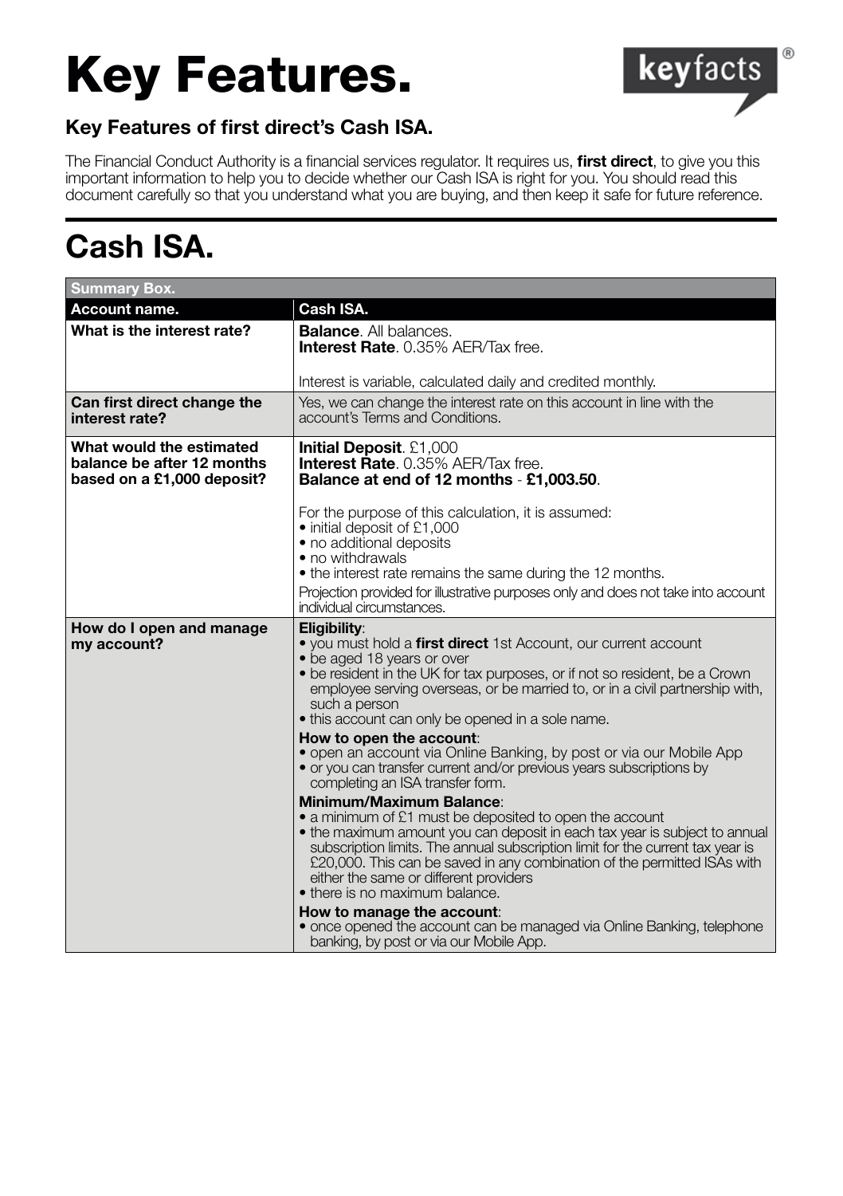# Key Features.

keyfacts®

### Key Features of first direct's Cash ISA.

The Financial Conduct Authority is a financial services regulator. It requires us, **first direct**, to give you this important information to help you to decide whether our Cash ISA is right for you. You should read this document carefully so that you understand what you are buying, and then keep it safe for future reference.

## Cash ISA.

| **Summary Box.** | |
|---|---|
| **Account name.** | **Cash ISA.** |
| **What is the interest rate?** | **Balance**. All balances.<br>**Interest Rate**. 0.35% AER/Tax free.<br><br>Interest is variable, calculated daily and credited monthly. |
| **Can first direct change the interest rate?** | Yes, we can change the interest rate on this account in line with the account's Terms and Conditions. |
| **What would the estimated balance be after 12 months based on a £1,000 deposit?** | **Initial Deposit**. £1,000<br>**Interest Rate**. 0.35% AER/Tax free.<br>**Balance at end of 12 months** - **£1,003.50**.<br><br>For the purpose of this calculation, it is assumed:<br>• initial deposit of £1,000<br>• no additional deposits<br>• no withdrawals<br>• the interest rate remains the same during the 12 months.<br>Projection provided for illustrative purposes only and does not take into account individual circumstances. |
| **How do I open and manage my account?** | **Eligibility**:<br>• you must hold a **first direct** 1st Account, our current account<br>• be aged 18 years or over<br>• be resident in the UK for tax purposes, or if not so resident, be a Crown employee serving overseas, or be married to, or in a civil partnership with, such a person<br>• this account can only be opened in a sole name.<br>**How to open the account**:<br>• open an account via Online Banking, by post or via our Mobile App<br>• or you can transfer current and/or previous years subscriptions by completing an ISA transfer form.<br>**Minimum/Maximum Balance**:<br>• a minimum of £1 must be deposited to open the account<br>• the maximum amount you can deposit in each tax year is subject to annual subscription limits. The annual subscription limit for the current tax year is £20,000. This can be saved in any combination of the permitted ISAs with either the same or different providers<br>• there is no maximum balance.<br>**How to manage the account**:<br>• once opened the account can be managed via Online Banking, telephone banking, by post or via our Mobile App. |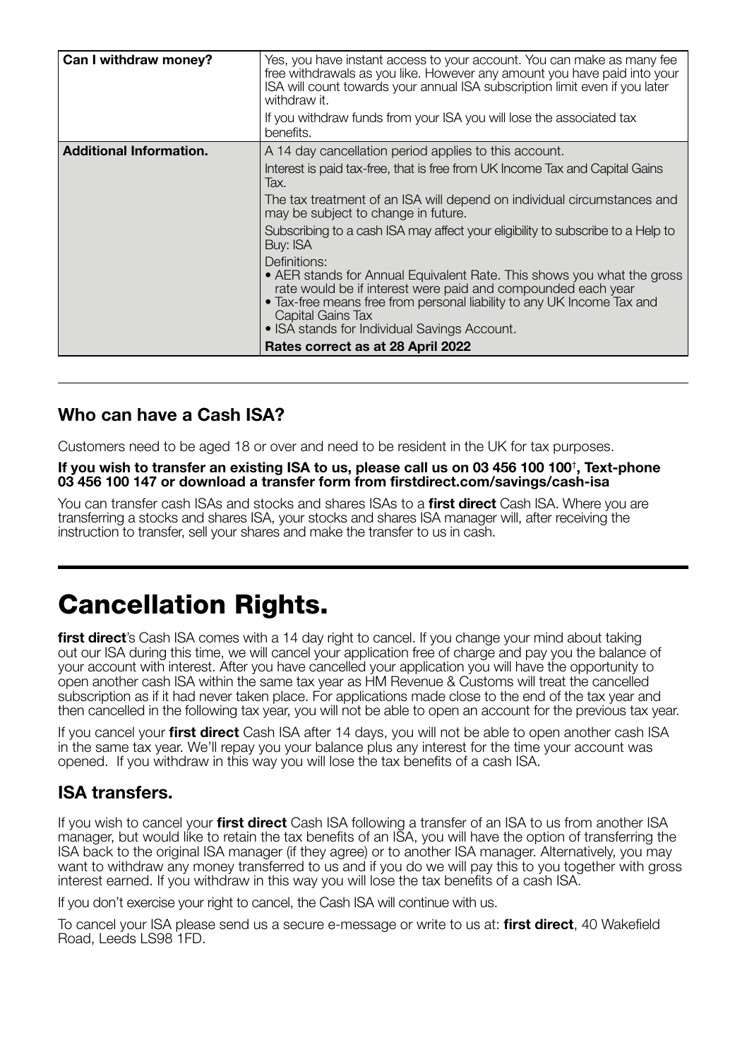| | |
|---|---|
| **Can I withdraw money?** | Yes, you have instant access to your account. You can make as many fee free withdrawals as you like. However any amount you have paid into your ISA will count towards your annual ISA subscription limit even if you later withdraw it.<br><br>If you withdraw funds from your ISA you will lose the associated tax benefits. |
| **Additional Information.** | A 14 day cancellation period applies to this account.<br><br>Interest is paid tax-free, that is free from UK Income Tax and Capital Gains Tax.<br><br>The tax treatment of an ISA will depend on individual circumstances and may be subject to change in future.<br><br>Subscribing to a cash ISA may affect your eligibility to subscribe to a Help to Buy: ISA<br><br>Definitions:<br>• AER stands for Annual Equivalent Rate. This shows you what the gross rate would be if interest were paid and compounded each year<br>• Tax-free means free from personal liability to any UK Income Tax and Capital Gains Tax<br>• ISA stands for Individual Savings Account.<br><br>**Rates correct as at 28 April 2022** |

## Who can have a Cash ISA?

Customers need to be aged 18 or over and need to be resident in the UK for tax purposes.

**If you wish to transfer an existing ISA to us, please call us on 03 456 100 100†, Text-phone 03 456 100 147 or download a transfer form from firstdirect.com/savings/cash-isa**

You can transfer cash ISAs and stocks and shares ISAs to a **first direct** Cash ISA. Where you are transferring a stocks and shares ISA, your stocks and shares ISA manager will, after receiving the instruction to transfer, sell your shares and make the transfer to us in cash.

# Cancellation Rights.

**first direct**'s Cash ISA comes with a 14 day right to cancel. If you change your mind about taking out our ISA during this time, we will cancel your application free of charge and pay you the balance of your account with interest. After you have cancelled your application you will have the opportunity to open another cash ISA within the same tax year as HM Revenue & Customs will treat the cancelled subscription as if it had never taken place. For applications made close to the end of the tax year and then cancelled in the following tax year, you will not be able to open an account for the previous tax year.

If you cancel your **first direct** Cash ISA after 14 days, you will not be able to open another cash ISA in the same tax year. We'll repay you your balance plus any interest for the time your account was opened. If you withdraw in this way you will lose the tax benefits of a cash ISA.

## ISA transfers.

If you wish to cancel your **first direct** Cash ISA following a transfer of an ISA to us from another ISA manager, but would like to retain the tax benefits of an ISA, you will have the option of transferring the ISA back to the original ISA manager (if they agree) or to another ISA manager. Alternatively, you may want to withdraw any money transferred to us and if you do we will pay this to you together with gross interest earned. If you withdraw in this way you will lose the tax benefits of a cash ISA.

If you don't exercise your right to cancel, the Cash ISA will continue with us.

To cancel your ISA please send us a secure e-message or write to us at: **first direct**, 40 Wakefield Road, Leeds LS98 1FD.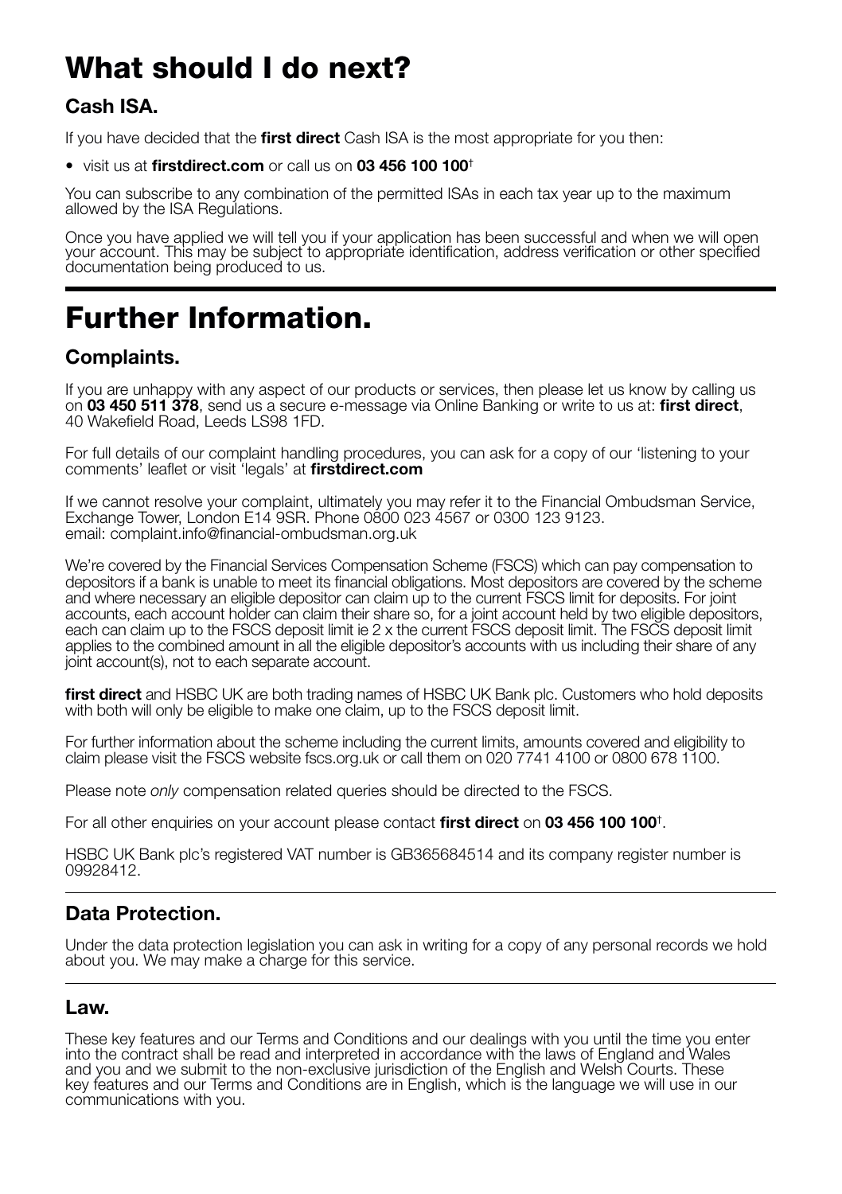# What should I do next?

## Cash ISA.

If you have decided that the **first direct** Cash ISA is the most appropriate for you then:

- visit us at **firstdirect.com** or call us on **03 456 100 100**†

You can subscribe to any combination of the permitted ISAs in each tax year up to the maximum allowed by the ISA Regulations.

Once you have applied we will tell you if your application has been successful and when we will open your account. This may be subject to appropriate identification, address verification or other specified documentation being produced to us.

# Further Information.

## Complaints.

If you are unhappy with any aspect of our products or services, then please let us know by calling us on **03 450 511 378**, send us a secure e-message via Online Banking or write to us at: **first direct**, 40 Wakefield Road, Leeds LS98 1FD.

For full details of our complaint handling procedures, you can ask for a copy of our 'listening to your comments' leaflet or visit 'legals' at **firstdirect.com**

If we cannot resolve your complaint, ultimately you may refer it to the Financial Ombudsman Service, Exchange Tower, London E14 9SR. Phone 0800 023 4567 or 0300 123 9123. email: complaint.info@financial-ombudsman.org.uk

We're covered by the Financial Services Compensation Scheme (FSCS) which can pay compensation to depositors if a bank is unable to meet its financial obligations. Most depositors are covered by the scheme and where necessary an eligible depositor can claim up to the current FSCS limit for deposits. For joint accounts, each account holder can claim their share so, for a joint account held by two eligible depositors, each can claim up to the FSCS deposit limit ie 2 x the current FSCS deposit limit. The FSCS deposit limit applies to the combined amount in all the eligible depositor's accounts with us including their share of any joint account(s), not to each separate account.

**first direct** and HSBC UK are both trading names of HSBC UK Bank plc. Customers who hold deposits with both will only be eligible to make one claim, up to the FSCS deposit limit.

For further information about the scheme including the current limits, amounts covered and eligibility to claim please visit the FSCS website fscs.org.uk or call them on 020 7741 4100 or 0800 678 1100.

Please note *only* compensation related queries should be directed to the FSCS.

For all other enquiries on your account please contact **first direct** on **03 456 100 100**†.

HSBC UK Bank plc's registered VAT number is GB365684514 and its company register number is 09928412.

## Data Protection.

Under the data protection legislation you can ask in writing for a copy of any personal records we hold about you. We may make a charge for this service.

## Law.

These key features and our Terms and Conditions and our dealings with you until the time you enter into the contract shall be read and interpreted in accordance with the laws of England and Wales and you and we submit to the non-exclusive jurisdiction of the English and Welsh Courts. These key features and our Terms and Conditions are in English, which is the language we will use in our communications with you.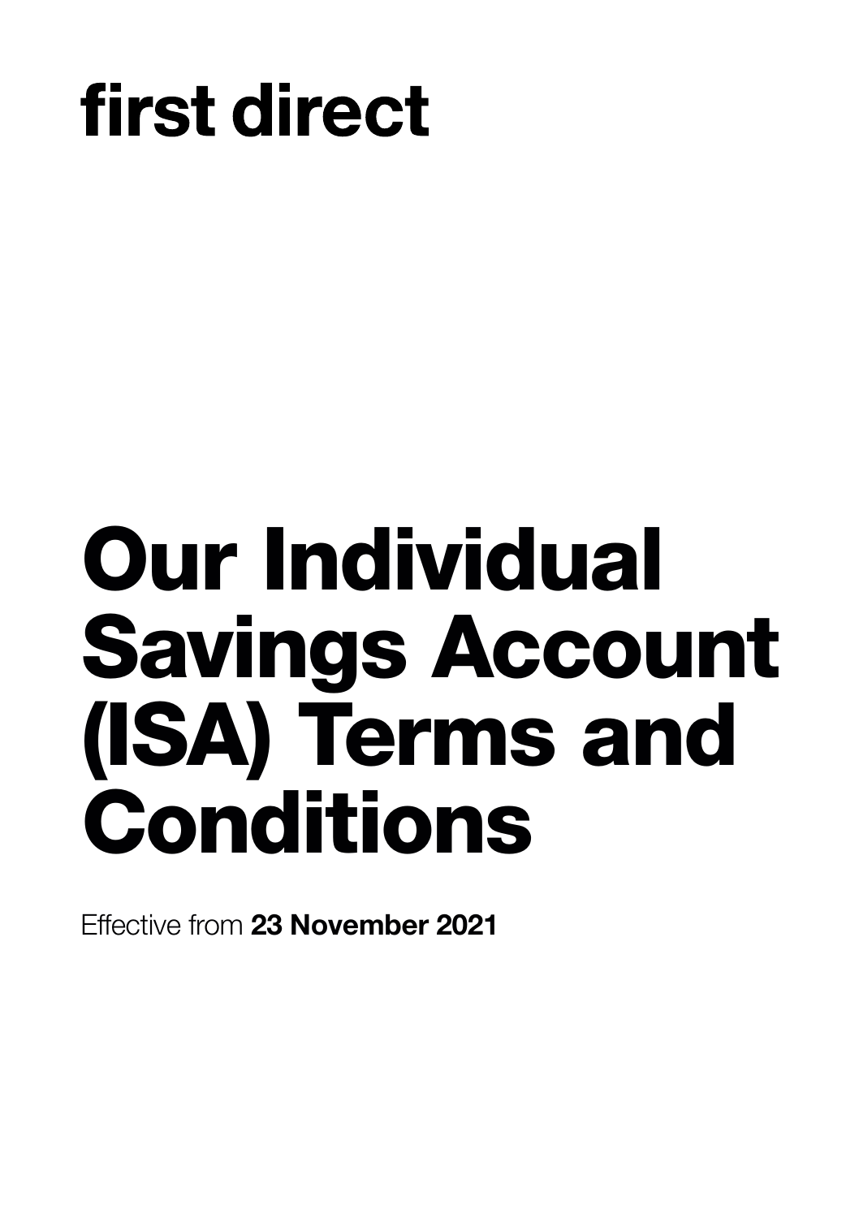first direct

# Our Individual Savings Account (ISA) Terms and Conditions

Effective from **23 November 2021**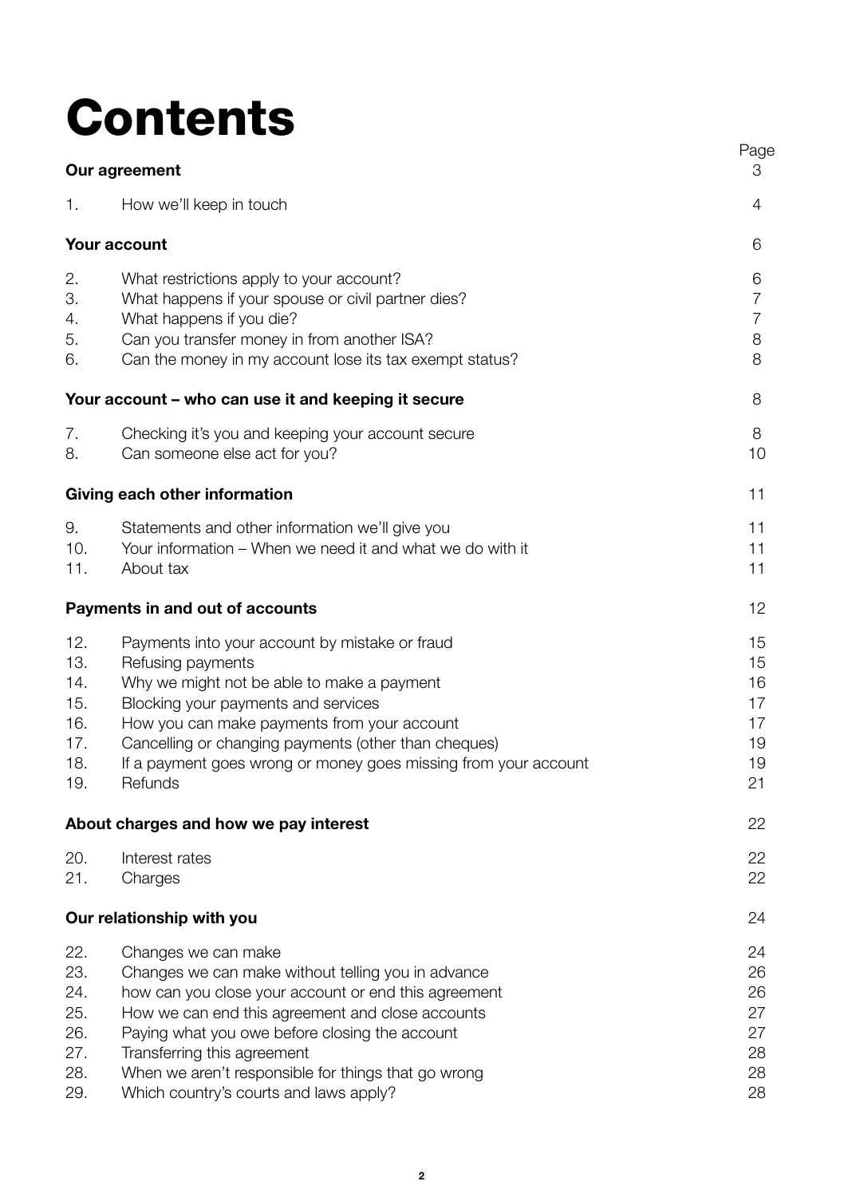# Contents

| | | Page |
|---|---|---|
| **Our agreement** | | 3 |
| 1. | How we'll keep in touch | 4 |
| **Your account** | | 6 |
| 2. | What restrictions apply to your account? | 6 |
| 3. | What happens if your spouse or civil partner dies? | 7 |
| 4. | What happens if you die? | 7 |
| 5. | Can you transfer money in from another ISA? | 8 |
| 6. | Can the money in my account lose its tax exempt status? | 8 |
| **Your account – who can use it and keeping it secure** | | 8 |
| 7. | Checking it's you and keeping your account secure | 8 |
| 8. | Can someone else act for you? | 10 |
| **Giving each other information** | | 11 |
| 9. | Statements and other information we'll give you | 11 |
| 10. | Your information – When we need it and what we do with it | 11 |
| 11. | About tax | 11 |
| **Payments in and out of accounts** | | 12 |
| 12. | Payments into your account by mistake or fraud | 15 |
| 13. | Refusing payments | 15 |
| 14. | Why we might not be able to make a payment | 16 |
| 15. | Blocking your payments and services | 17 |
| 16. | How you can make payments from your account | 17 |
| 17. | Cancelling or changing payments (other than cheques) | 19 |
| 18. | If a payment goes wrong or money goes missing from your account | 19 |
| 19. | Refunds | 21 |
| **About charges and how we pay interest** | | 22 |
| 20. | Interest rates | 22 |
| 21. | Charges | 22 |
| **Our relationship with you** | | 24 |
| 22. | Changes we can make | 24 |
| 23. | Changes we can make without telling you in advance | 26 |
| 24. | how can you close your account or end this agreement | 26 |
| 25. | How we can end this agreement and close accounts | 27 |
| 26. | Paying what you owe before closing the account | 27 |
| 27. | Transferring this agreement | 28 |
| 28. | When we aren't responsible for things that go wrong | 28 |
| 29. | Which country's courts and laws apply? | 28 |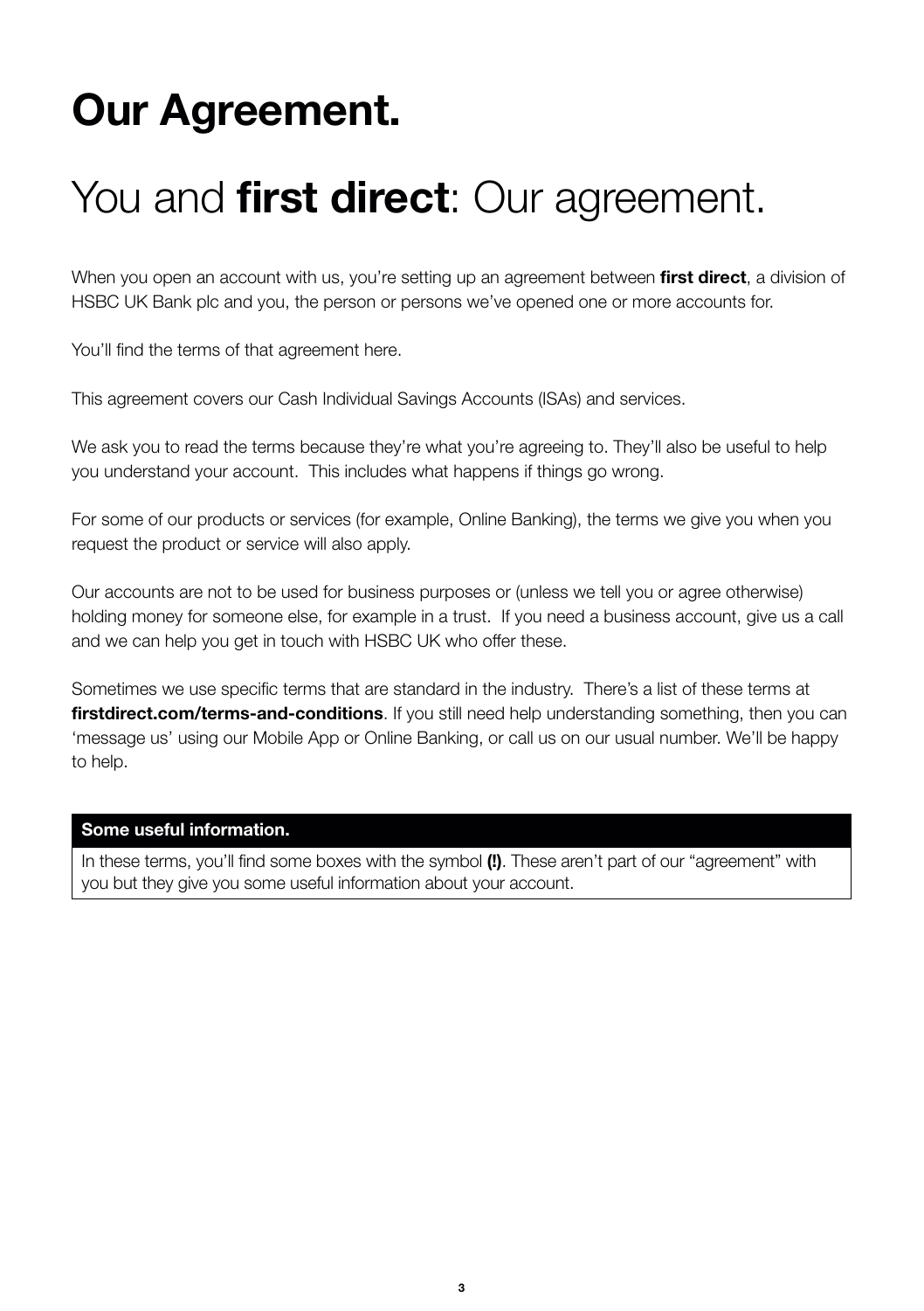# Our Agreement.

## You and **first direct**: Our agreement.

When you open an account with us, you're setting up an agreement between **first direct**, a division of HSBC UK Bank plc and you, the person or persons we've opened one or more accounts for.

You'll find the terms of that agreement here.

This agreement covers our Cash Individual Savings Accounts (ISAs) and services.

We ask you to read the terms because they're what you're agreeing to. They'll also be useful to help you understand your account. This includes what happens if things go wrong.

For some of our products or services (for example, Online Banking), the terms we give you when you request the product or service will also apply.

Our accounts are not to be used for business purposes or (unless we tell you or agree otherwise) holding money for someone else, for example in a trust. If you need a business account, give us a call and we can help you get in touch with HSBC UK who offer these.

Sometimes we use specific terms that are standard in the industry. There's a list of these terms at **firstdirect.com/terms-and-conditions**. If you still need help understanding something, then you can 'message us' using our Mobile App or Online Banking, or call us on our usual number. We'll be happy to help.

| **Some useful information.** |
| --- |
| In these terms, you'll find some boxes with the symbol **(!)**. These aren't part of our "agreement" with you but they give you some useful information about your account. |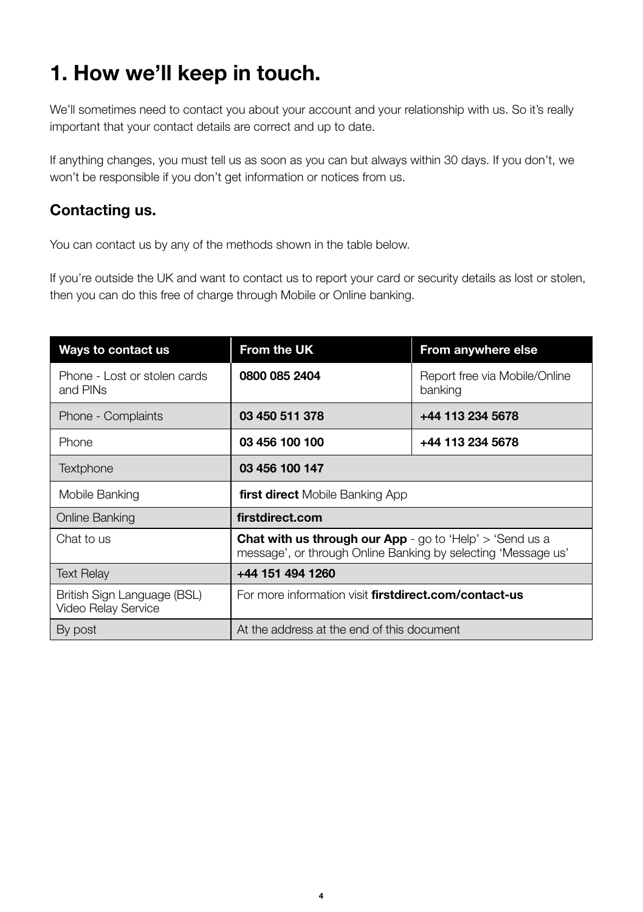# 1. How we'll keep in touch.

We'll sometimes need to contact you about your account and your relationship with us. So it's really important that your contact details are correct and up to date.

If anything changes, you must tell us as soon as you can but always within 30 days. If you don't, we won't be responsible if you don't get information or notices from us.

## Contacting us.

You can contact us by any of the methods shown in the table below.

If you're outside the UK and want to contact us to report your card or security details as lost or stolen, then you can do this free of charge through Mobile or Online banking.

| Ways to contact us | From the UK | From anywhere else |
|---|---|---|
| Phone - Lost or stolen cards and PINs | **0800 085 2404** | Report free via Mobile/Online banking |
| Phone - Complaints | **03 450 511 378** | **+44 113 234 5678** |
| Phone | **03 456 100 100** | **+44 113 234 5678** |
| Textphone | **03 456 100 147** | |
| Mobile Banking | **first direct** Mobile Banking App | |
| Online Banking | **firstdirect.com** | |
| Chat to us | **Chat with us through our App** - go to 'Help' > 'Send us a message', or through Online Banking by selecting 'Message us' | |
| Text Relay | **+44 151 494 1260** | |
| British Sign Language (BSL) Video Relay Service | For more information visit **firstdirect.com/contact-us** | |
| By post | At the address at the end of this document | |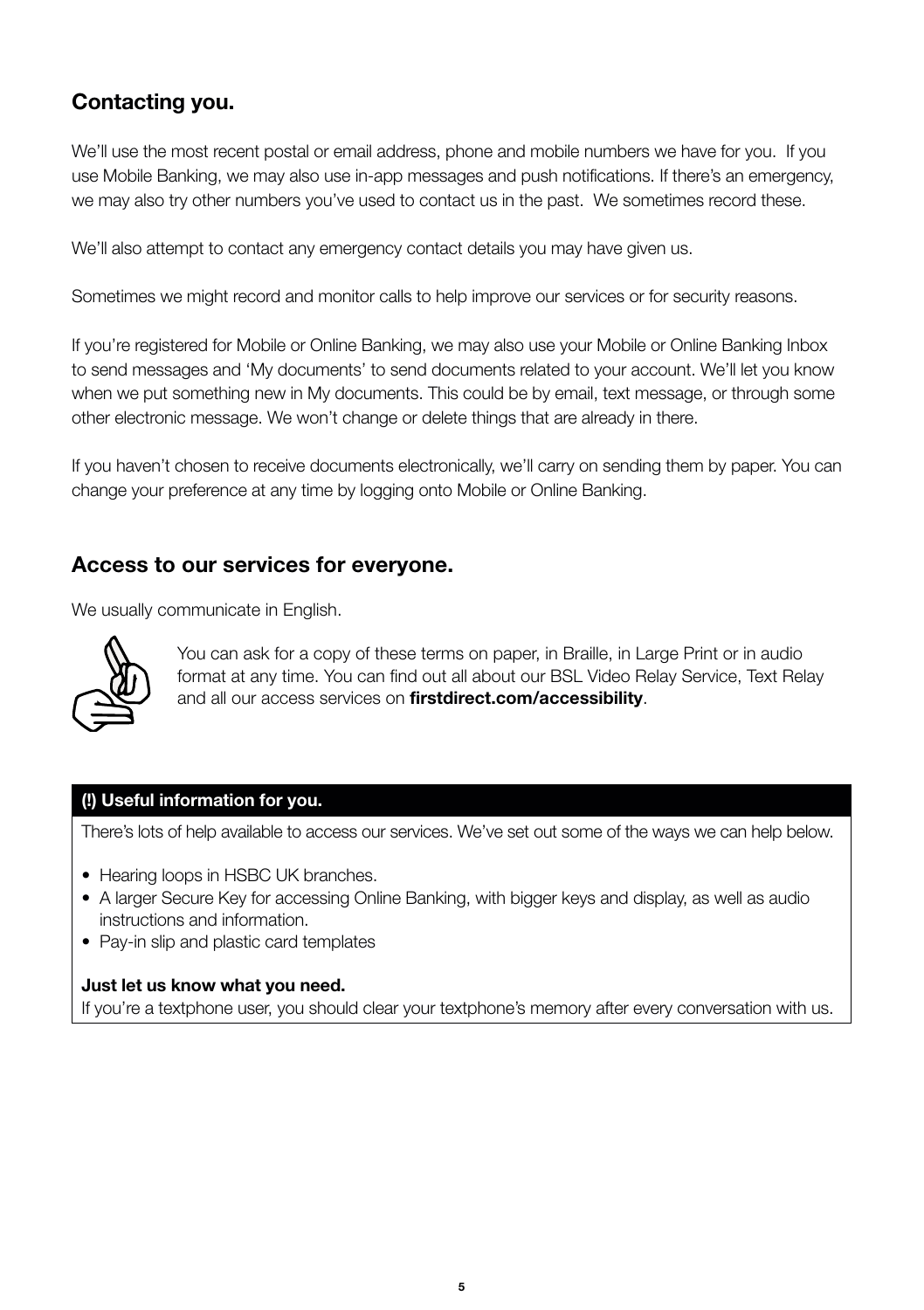## Contacting you.

We'll use the most recent postal or email address, phone and mobile numbers we have for you. If you use Mobile Banking, we may also use in-app messages and push notifications. If there's an emergency, we may also try other numbers you've used to contact us in the past. We sometimes record these.

We'll also attempt to contact any emergency contact details you may have given us.

Sometimes we might record and monitor calls to help improve our services or for security reasons.

If you're registered for Mobile or Online Banking, we may also use your Mobile or Online Banking Inbox to send messages and 'My documents' to send documents related to your account. We'll let you know when we put something new in My documents. This could be by email, text message, or through some other electronic message. We won't change or delete things that are already in there.

If you haven't chosen to receive documents electronically, we'll carry on sending them by paper. You can change your preference at any time by logging onto Mobile or Online Banking.

## Access to our services for everyone.

We usually communicate in English.

You can ask for a copy of these terms on paper, in Braille, in Large Print or in audio format at any time. You can find out all about our BSL Video Relay Service, Text Relay and all our access services on **firstdirect.com/accessibility**.

**(!) Useful information for you.**

There's lots of help available to access our services. We've set out some of the ways we can help below.

- Hearing loops in HSBC UK branches.
- A larger Secure Key for accessing Online Banking, with bigger keys and display, as well as audio instructions and information.
- Pay-in slip and plastic card templates

**Just let us know what you need.**

If you're a textphone user, you should clear your textphone's memory after every conversation with us.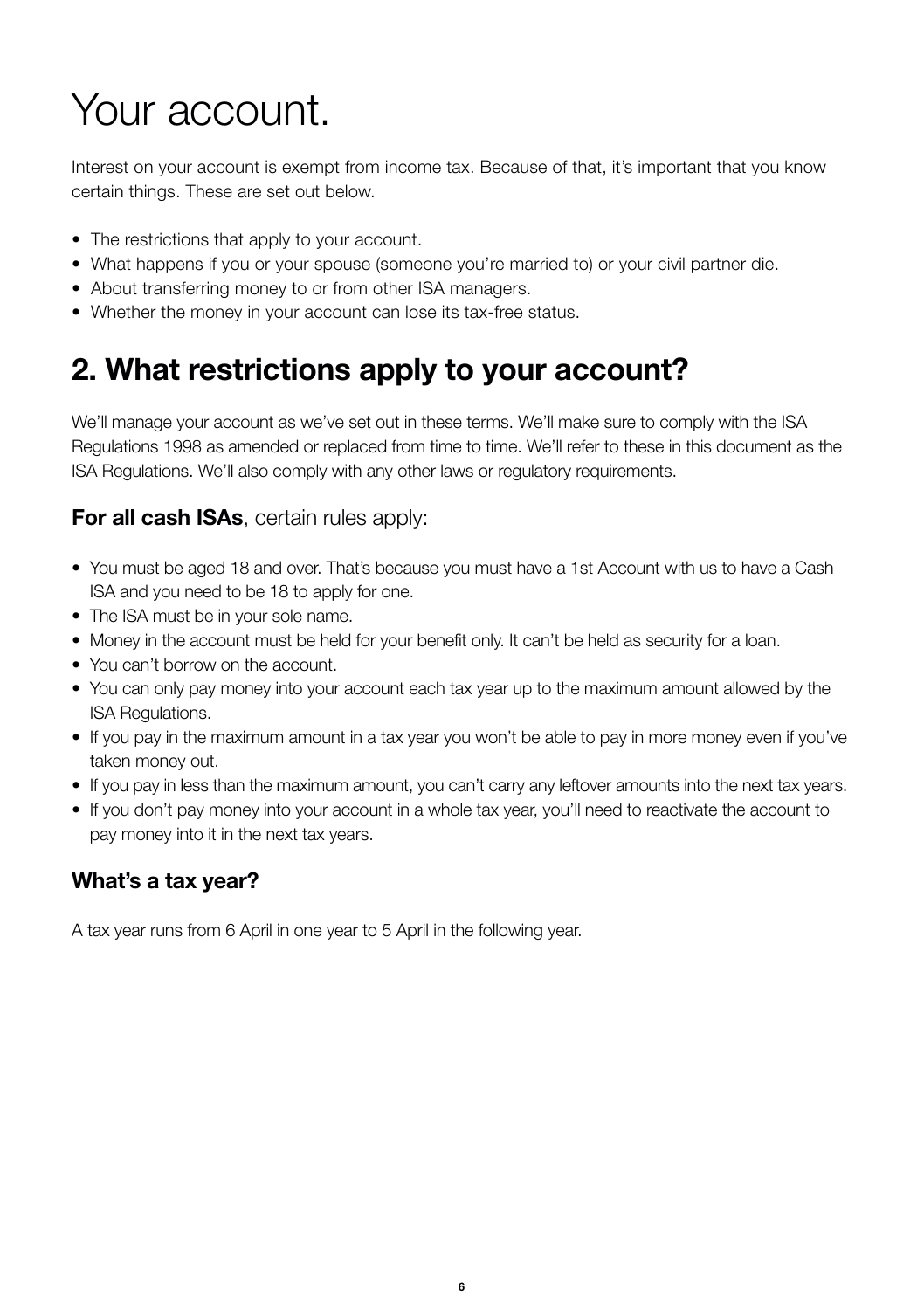# Your account.

Interest on your account is exempt from income tax. Because of that, it's important that you know certain things. These are set out below.

- The restrictions that apply to your account.
- What happens if you or your spouse (someone you're married to) or your civil partner die.
- About transferring money to or from other ISA managers.
- Whether the money in your account can lose its tax-free status.

## 2. What restrictions apply to your account?

We'll manage your account as we've set out in these terms. We'll make sure to comply with the ISA Regulations 1998 as amended or replaced from time to time. We'll refer to these in this document as the ISA Regulations. We'll also comply with any other laws or regulatory requirements.

### **For all cash ISAs**, certain rules apply:

- You must be aged 18 and over. That's because you must have a 1st Account with us to have a Cash ISA and you need to be 18 to apply for one.
- The ISA must be in your sole name.
- Money in the account must be held for your benefit only. It can't be held as security for a loan.
- You can't borrow on the account.
- You can only pay money into your account each tax year up to the maximum amount allowed by the ISA Regulations.
- If you pay in the maximum amount in a tax year you won't be able to pay in more money even if you've taken money out.
- If you pay in less than the maximum amount, you can't carry any leftover amounts into the next tax years.
- If you don't pay money into your account in a whole tax year, you'll need to reactivate the account to pay money into it in the next tax years.

### What's a tax year?

A tax year runs from 6 April in one year to 5 April in the following year.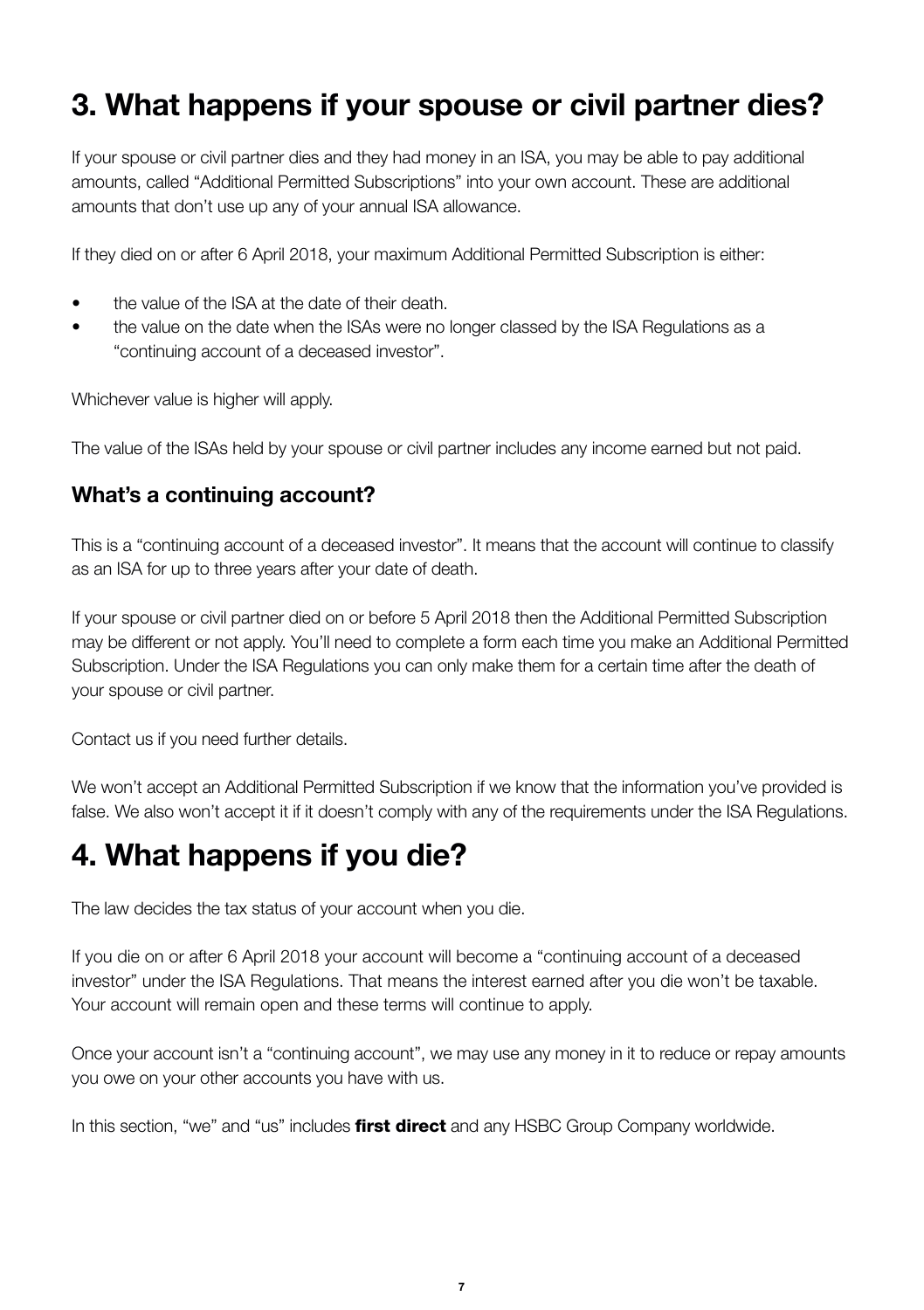# 3. What happens if your spouse or civil partner dies?

If your spouse or civil partner dies and they had money in an ISA, you may be able to pay additional amounts, called "Additional Permitted Subscriptions" into your own account. These are additional amounts that don't use up any of your annual ISA allowance.

If they died on or after 6 April 2018, your maximum Additional Permitted Subscription is either:

- the value of the ISA at the date of their death.
- the value on the date when the ISAs were no longer classed by the ISA Regulations as a "continuing account of a deceased investor".

Whichever value is higher will apply.

The value of the ISAs held by your spouse or civil partner includes any income earned but not paid.

### What's a continuing account?

This is a "continuing account of a deceased investor". It means that the account will continue to classify as an ISA for up to three years after your date of death.

If your spouse or civil partner died on or before 5 April 2018 then the Additional Permitted Subscription may be different or not apply. You'll need to complete a form each time you make an Additional Permitted Subscription. Under the ISA Regulations you can only make them for a certain time after the death of your spouse or civil partner.

Contact us if you need further details.

We won't accept an Additional Permitted Subscription if we know that the information you've provided is false. We also won't accept it if it doesn't comply with any of the requirements under the ISA Regulations.

# 4. What happens if you die?

The law decides the tax status of your account when you die.

If you die on or after 6 April 2018 your account will become a "continuing account of a deceased investor" under the ISA Regulations. That means the interest earned after you die won't be taxable. Your account will remain open and these terms will continue to apply.

Once your account isn't a "continuing account", we may use any money in it to reduce or repay amounts you owe on your other accounts you have with us.

In this section, "we" and "us" includes **first direct** and any HSBC Group Company worldwide.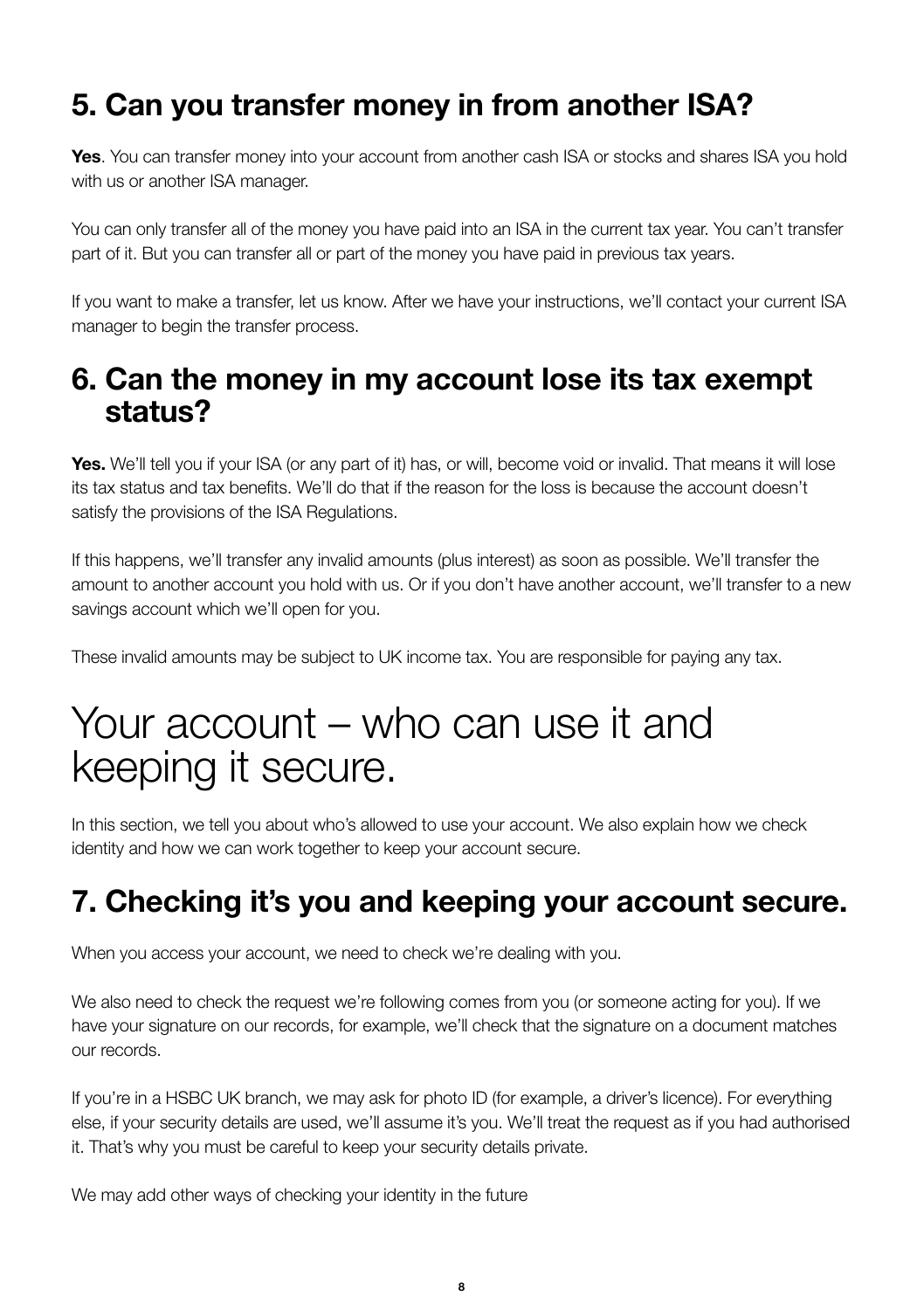## 5. Can you transfer money in from another ISA?

**Yes**. You can transfer money into your account from another cash ISA or stocks and shares ISA you hold with us or another ISA manager.

You can only transfer all of the money you have paid into an ISA in the current tax year. You can't transfer part of it. But you can transfer all or part of the money you have paid in previous tax years.

If you want to make a transfer, let us know. After we have your instructions, we'll contact your current ISA manager to begin the transfer process.

## 6. Can the money in my account lose its tax exempt status?

**Yes.** We'll tell you if your ISA (or any part of it) has, or will, become void or invalid. That means it will lose its tax status and tax benefits. We'll do that if the reason for the loss is because the account doesn't satisfy the provisions of the ISA Regulations.

If this happens, we'll transfer any invalid amounts (plus interest) as soon as possible. We'll transfer the amount to another account you hold with us. Or if you don't have another account, we'll transfer to a new savings account which we'll open for you.

These invalid amounts may be subject to UK income tax. You are responsible for paying any tax.

# Your account – who can use it and keeping it secure.

In this section, we tell you about who's allowed to use your account. We also explain how we check identity and how we can work together to keep your account secure.

## 7. Checking it's you and keeping your account secure.

When you access your account, we need to check we're dealing with you.

We also need to check the request we're following comes from you (or someone acting for you). If we have your signature on our records, for example, we'll check that the signature on a document matches our records.

If you're in a HSBC UK branch, we may ask for photo ID (for example, a driver's licence). For everything else, if your security details are used, we'll assume it's you. We'll treat the request as if you had authorised it. That's why you must be careful to keep your security details private.

We may add other ways of checking your identity in the future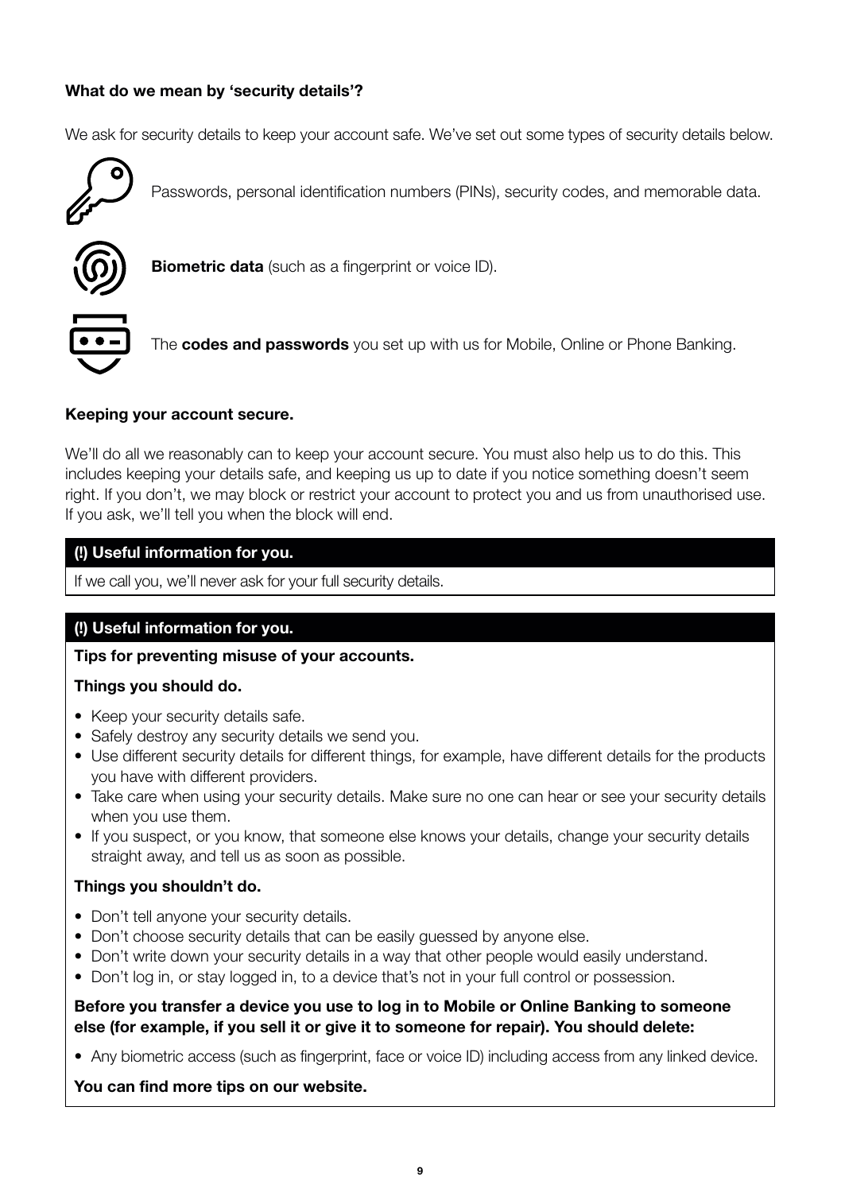**What do we mean by 'security details'?**

We ask for security details to keep your account safe. We've set out some types of security details below.

Passwords, personal identification numbers (PINs), security codes, and memorable data.

**Biometric data** (such as a fingerprint or voice ID).

The **codes and passwords** you set up with us for Mobile, Online or Phone Banking.

**Keeping your account secure.**

We'll do all we reasonably can to keep your account secure. You must also help us to do this. This includes keeping your details safe, and keeping us up to date if you notice something doesn't seem right. If you don't, we may block or restrict your account to protect you and us from unauthorised use. If you ask, we'll tell you when the block will end.

**(!) Useful information for you.**

If we call you, we'll never ask for your full security details.

**(!) Useful information for you.**

**Tips for preventing misuse of your accounts.**

**Things you should do.**

- Keep your security details safe.
- Safely destroy any security details we send you.
- Use different security details for different things, for example, have different details for the products you have with different providers.
- Take care when using your security details. Make sure no one can hear or see your security details when you use them.
- If you suspect, or you know, that someone else knows your details, change your security details straight away, and tell us as soon as possible.

**Things you shouldn't do.**

- Don't tell anyone your security details.
- Don't choose security details that can be easily guessed by anyone else.
- Don't write down your security details in a way that other people would easily understand.
- Don't log in, or stay logged in, to a device that's not in your full control or possession.

**Before you transfer a device you use to log in to Mobile or Online Banking to someone else (for example, if you sell it or give it to someone for repair). You should delete:**

- Any biometric access (such as fingerprint, face or voice ID) including access from any linked device.

**You can find more tips on our website.**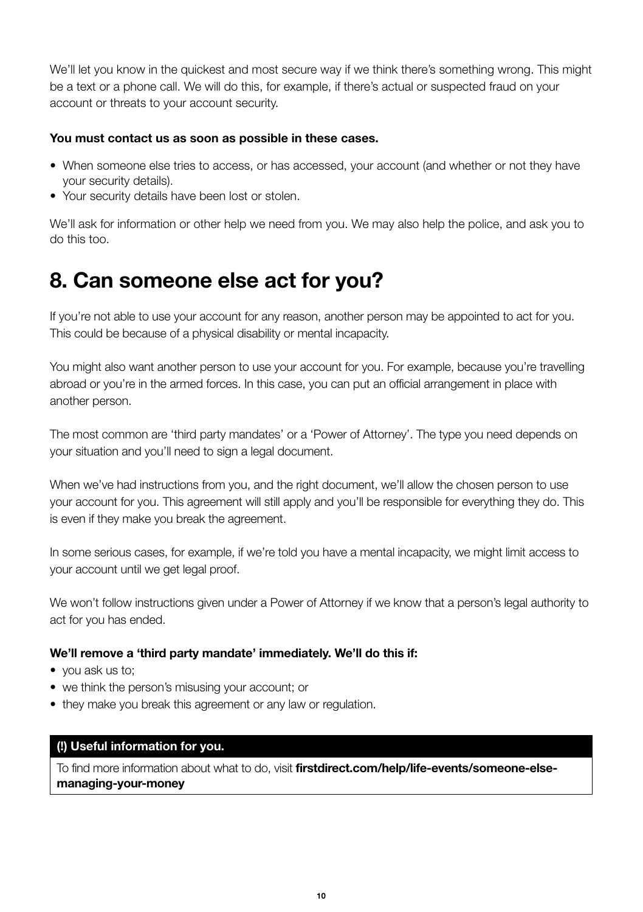We'll let you know in the quickest and most secure way if we think there's something wrong. This might be a text or a phone call. We will do this, for example, if there's actual or suspected fraud on your account or threats to your account security.

**You must contact us as soon as possible in these cases.**

- When someone else tries to access, or has accessed, your account (and whether or not they have your security details).
- Your security details have been lost or stolen.

We'll ask for information or other help we need from you. We may also help the police, and ask you to do this too.

# 8. Can someone else act for you?

If you're not able to use your account for any reason, another person may be appointed to act for you. This could be because of a physical disability or mental incapacity.

You might also want another person to use your account for you. For example, because you're travelling abroad or you're in the armed forces. In this case, you can put an official arrangement in place with another person.

The most common are 'third party mandates' or a 'Power of Attorney'. The type you need depends on your situation and you'll need to sign a legal document.

When we've had instructions from you, and the right document, we'll allow the chosen person to use your account for you. This agreement will still apply and you'll be responsible for everything they do. This is even if they make you break the agreement.

In some serious cases, for example, if we're told you have a mental incapacity, we might limit access to your account until we get legal proof.

We won't follow instructions given under a Power of Attorney if we know that a person's legal authority to act for you has ended.

**We'll remove a 'third party mandate' immediately. We'll do this if:**

- you ask us to;
- we think the person's misusing your account; or
- they make you break this agreement or any law or regulation.

**(!) Useful information for you.**

To find more information about what to do, visit **firstdirect.com/help/life-events/someone-else-managing-your-money**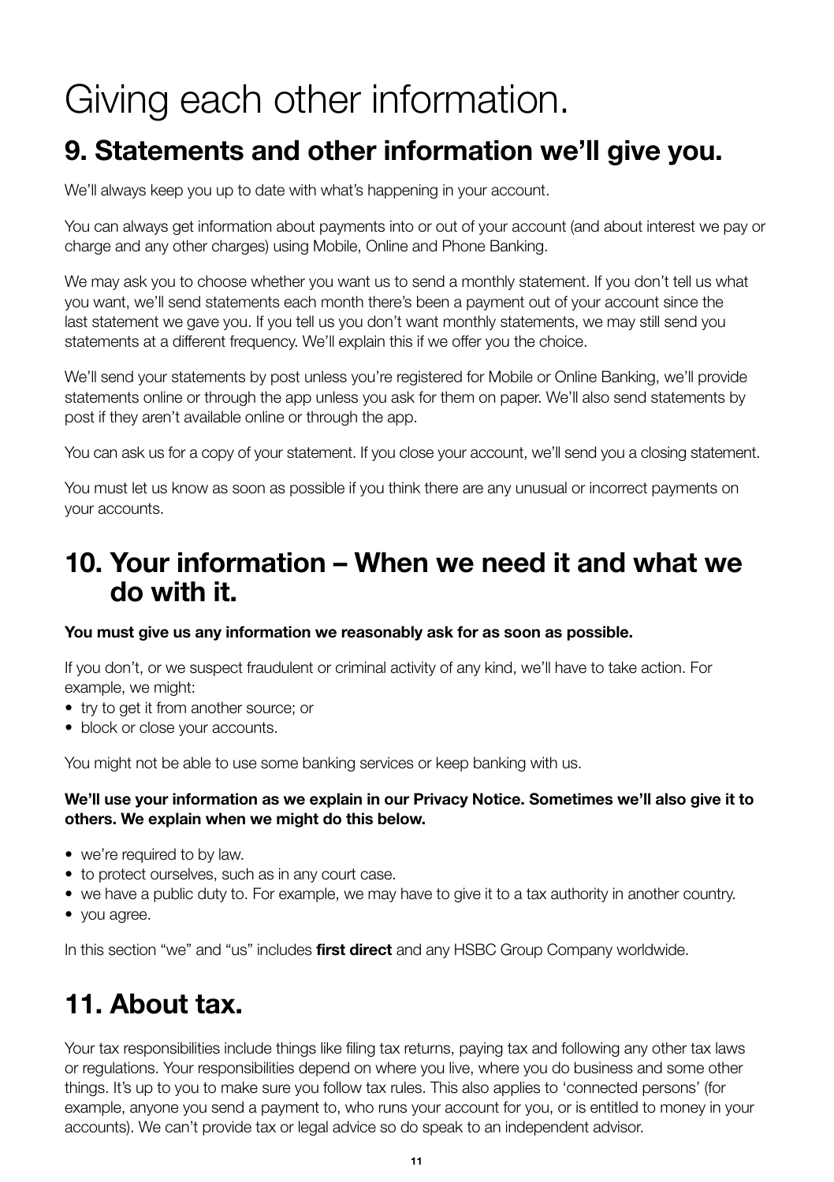# Giving each other information.

## 9. Statements and other information we'll give you.

We'll always keep you up to date with what's happening in your account.

You can always get information about payments into or out of your account (and about interest we pay or charge and any other charges) using Mobile, Online and Phone Banking.

We may ask you to choose whether you want us to send a monthly statement. If you don't tell us what you want, we'll send statements each month there's been a payment out of your account since the last statement we gave you. If you tell us you don't want monthly statements, we may still send you statements at a different frequency. We'll explain this if we offer you the choice.

We'll send your statements by post unless you're registered for Mobile or Online Banking, we'll provide statements online or through the app unless you ask for them on paper. We'll also send statements by post if they aren't available online or through the app.

You can ask us for a copy of your statement. If you close your account, we'll send you a closing statement.

You must let us know as soon as possible if you think there are any unusual or incorrect payments on your accounts.

## 10. Your information – When we need it and what we do with it.

**You must give us any information we reasonably ask for as soon as possible.**

If you don't, or we suspect fraudulent or criminal activity of any kind, we'll have to take action. For example, we might:

- try to get it from another source; or
- block or close your accounts.

You might not be able to use some banking services or keep banking with us.

**We'll use your information as we explain in our Privacy Notice. Sometimes we'll also give it to others. We explain when we might do this below.**

- we're required to by law.
- to protect ourselves, such as in any court case.
- we have a public duty to. For example, we may have to give it to a tax authority in another country.
- you agree.

In this section "we" and "us" includes **first direct** and any HSBC Group Company worldwide.

## 11. About tax.

Your tax responsibilities include things like filing tax returns, paying tax and following any other tax laws or regulations. Your responsibilities depend on where you live, where you do business and some other things. It's up to you to make sure you follow tax rules. This also applies to 'connected persons' (for example, anyone you send a payment to, who runs your account for you, or is entitled to money in your accounts). We can't provide tax or legal advice so do speak to an independent advisor.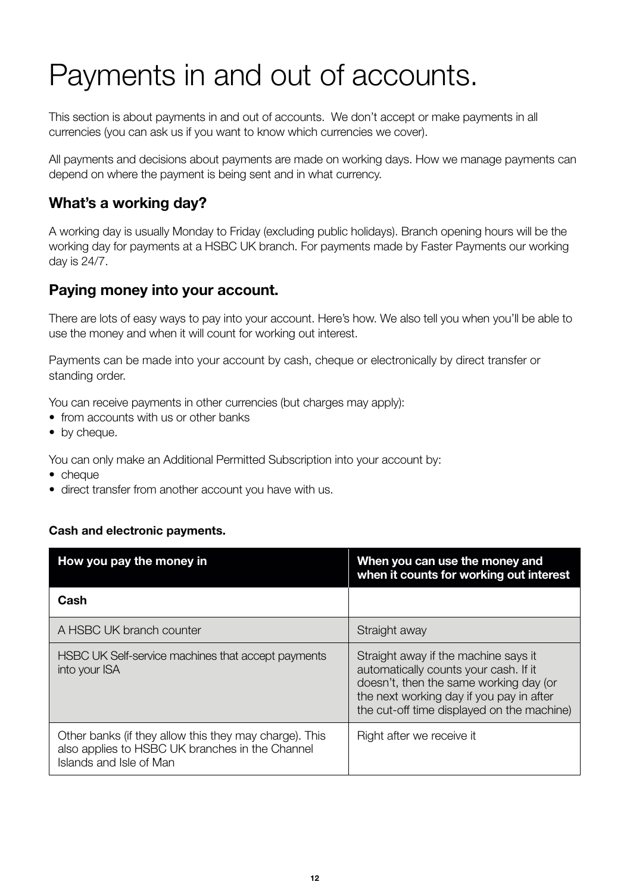# Payments in and out of accounts.

This section is about payments in and out of accounts. We don't accept or make payments in all currencies (you can ask us if you want to know which currencies we cover).

All payments and decisions about payments are made on working days. How we manage payments can depend on where the payment is being sent and in what currency.

## What's a working day?

A working day is usually Monday to Friday (excluding public holidays). Branch opening hours will be the working day for payments at a HSBC UK branch. For payments made by Faster Payments our working day is 24/7.

## Paying money into your account.

There are lots of easy ways to pay into your account. Here's how. We also tell you when you'll be able to use the money and when it will count for working out interest.

Payments can be made into your account by cash, cheque or electronically by direct transfer or standing order.

You can receive payments in other currencies (but charges may apply):
- from accounts with us or other banks
- by cheque.

You can only make an Additional Permitted Subscription into your account by:
- cheque
- direct transfer from another account you have with us.

**Cash and electronic payments.**

| How you pay the money in | When you can use the money and when it counts for working out interest |
| --- | --- |
| **Cash** | |
| A HSBC UK branch counter | Straight away |
| HSBC UK Self-service machines that accept payments into your ISA | Straight away if the machine says it automatically counts your cash. If it doesn't, then the same working day (or the next working day if you pay in after the cut-off time displayed on the machine) |
| Other banks (if they allow this they may charge). This also applies to HSBC UK branches in the Channel Islands and Isle of Man | Right after we receive it |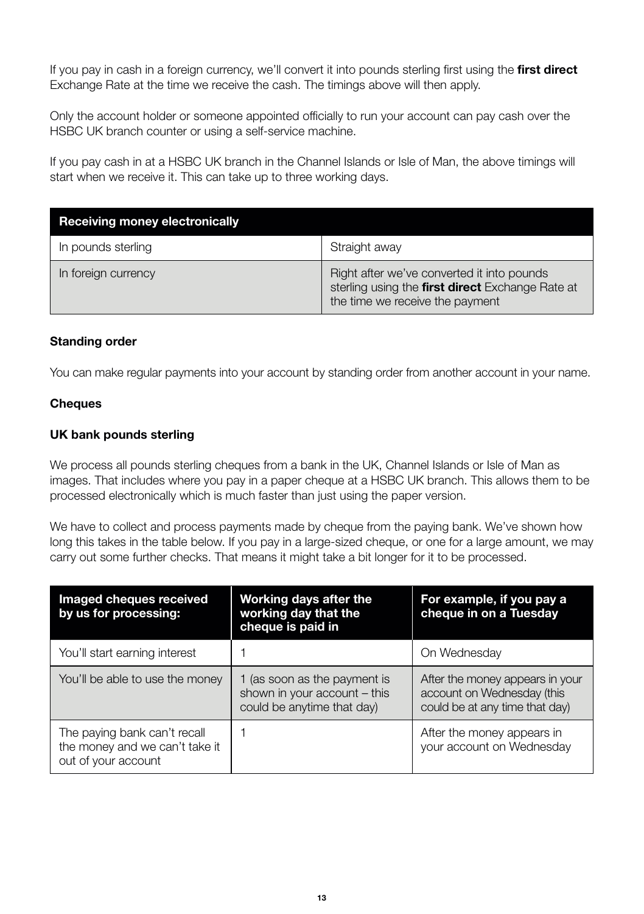If you pay in cash in a foreign currency, we'll convert it into pounds sterling first using the **first direct** Exchange Rate at the time we receive the cash. The timings above will then apply.

Only the account holder or someone appointed officially to run your account can pay cash over the HSBC UK branch counter or using a self-service machine.

If you pay cash in at a HSBC UK branch in the Channel Islands or Isle of Man, the above timings will start when we receive it. This can take up to three working days.

| Receiving money electronically | |
|---|---|
| In pounds sterling | Straight away |
| In foreign currency | Right after we've converted it into pounds sterling using the **first direct** Exchange Rate at the time we receive the payment |

**Standing order**

You can make regular payments into your account by standing order from another account in your name.

**Cheques**

**UK bank pounds sterling**

We process all pounds sterling cheques from a bank in the UK, Channel Islands or Isle of Man as images. That includes where you pay in a paper cheque at a HSBC UK branch. This allows them to be processed electronically which is much faster than just using the paper version.

We have to collect and process payments made by cheque from the paying bank. We've shown how long this takes in the table below. If you pay in a large-sized cheque, or one for a large amount, we may carry out some further checks. That means it might take a bit longer for it to be processed.

| Imaged cheques received by us for processing: | Working days after the working day that the cheque is paid in | For example, if you pay a cheque in on a Tuesday |
|---|---|---|
| You'll start earning interest | 1 | On Wednesday |
| You'll be able to use the money | 1 (as soon as the payment is shown in your account – this could be anytime that day) | After the money appears in your account on Wednesday (this could be at any time that day) |
| The paying bank can't recall the money and we can't take it out of your account | 1 | After the money appears in your account on Wednesday |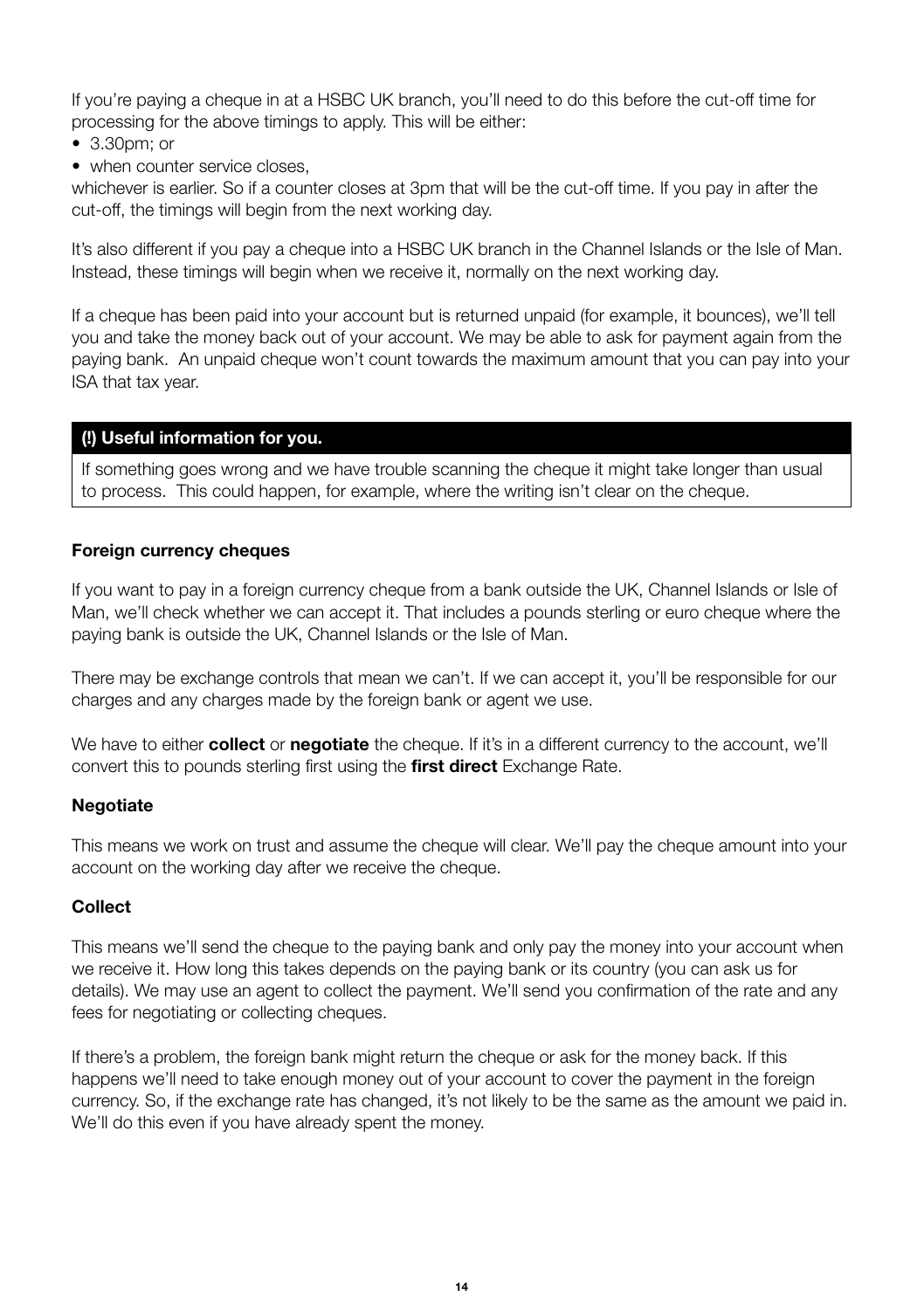If you're paying a cheque in at a HSBC UK branch, you'll need to do this before the cut-off time for processing for the above timings to apply. This will be either:

- 3.30pm; or
- when counter service closes,

whichever is earlier. So if a counter closes at 3pm that will be the cut-off time. If you pay in after the cut-off, the timings will begin from the next working day.

It's also different if you pay a cheque into a HSBC UK branch in the Channel Islands or the Isle of Man. Instead, these timings will begin when we receive it, normally on the next working day.

If a cheque has been paid into your account but is returned unpaid (for example, it bounces), we'll tell you and take the money back out of your account. We may be able to ask for payment again from the paying bank. An unpaid cheque won't count towards the maximum amount that you can pay into your ISA that tax year.

**(!) Useful information for you.**

If something goes wrong and we have trouble scanning the cheque it might take longer than usual to process. This could happen, for example, where the writing isn't clear on the cheque.

### Foreign currency cheques

If you want to pay in a foreign currency cheque from a bank outside the UK, Channel Islands or Isle of Man, we'll check whether we can accept it. That includes a pounds sterling or euro cheque where the paying bank is outside the UK, Channel Islands or the Isle of Man.

There may be exchange controls that mean we can't. If we can accept it, you'll be responsible for our charges and any charges made by the foreign bank or agent we use.

We have to either **collect** or **negotiate** the cheque. If it's in a different currency to the account, we'll convert this to pounds sterling first using the **first direct** Exchange Rate.

### Negotiate

This means we work on trust and assume the cheque will clear. We'll pay the cheque amount into your account on the working day after we receive the cheque.

### Collect

This means we'll send the cheque to the paying bank and only pay the money into your account when we receive it. How long this takes depends on the paying bank or its country (you can ask us for details). We may use an agent to collect the payment. We'll send you confirmation of the rate and any fees for negotiating or collecting cheques.

If there's a problem, the foreign bank might return the cheque or ask for the money back. If this happens we'll need to take enough money out of your account to cover the payment in the foreign currency. So, if the exchange rate has changed, it's not likely to be the same as the amount we paid in. We'll do this even if you have already spent the money.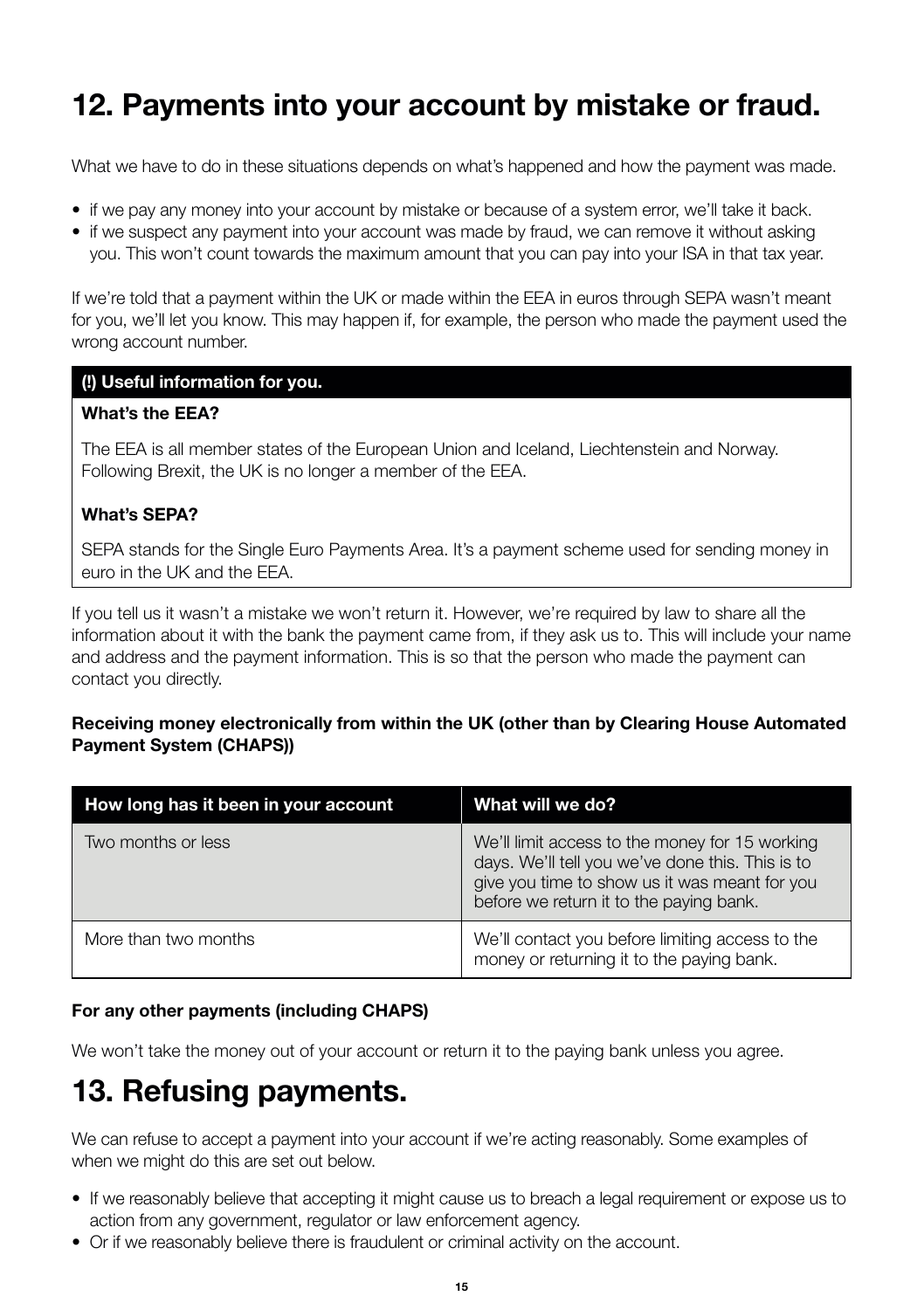# 12. Payments into your account by mistake or fraud.

What we have to do in these situations depends on what's happened and how the payment was made.

- if we pay any money into your account by mistake or because of a system error, we'll take it back.
- if we suspect any payment into your account was made by fraud, we can remove it without asking you. This won't count towards the maximum amount that you can pay into your ISA in that tax year.

If we're told that a payment within the UK or made within the EEA in euros through SEPA wasn't meant for you, we'll let you know. This may happen if, for example, the person who made the payment used the wrong account number.

**(!) Useful information for you.**

**What's the EEA?**

The EEA is all member states of the European Union and Iceland, Liechtenstein and Norway. Following Brexit, the UK is no longer a member of the EEA.

**What's SEPA?**

SEPA stands for the Single Euro Payments Area. It's a payment scheme used for sending money in euro in the UK and the EEA.

If you tell us it wasn't a mistake we won't return it. However, we're required by law to share all the information about it with the bank the payment came from, if they ask us to. This will include your name and address and the payment information. This is so that the person who made the payment can contact you directly.

**Receiving money electronically from within the UK (other than by Clearing House Automated Payment System (CHAPS))**

| How long has it been in your account | What will we do? |
|---|---|
| Two months or less | We'll limit access to the money for 15 working days. We'll tell you we've done this. This is to give you time to show us it was meant for you before we return it to the paying bank. |
| More than two months | We'll contact you before limiting access to the money or returning it to the paying bank. |

**For any other payments (including CHAPS)**

We won't take the money out of your account or return it to the paying bank unless you agree.

# 13. Refusing payments.

We can refuse to accept a payment into your account if we're acting reasonably. Some examples of when we might do this are set out below.

- If we reasonably believe that accepting it might cause us to breach a legal requirement or expose us to action from any government, regulator or law enforcement agency.
- Or if we reasonably believe there is fraudulent or criminal activity on the account.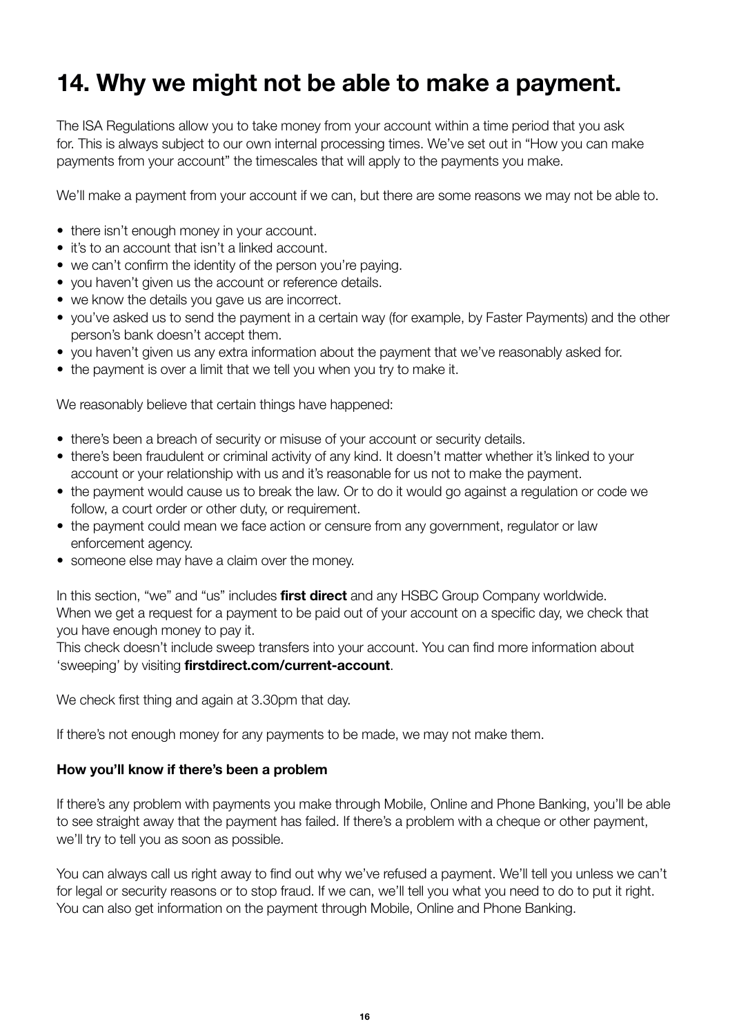# 14. Why we might not be able to make a payment.

The ISA Regulations allow you to take money from your account within a time period that you ask for. This is always subject to our own internal processing times. We've set out in "How you can make payments from your account" the timescales that will apply to the payments you make.

We'll make a payment from your account if we can, but there are some reasons we may not be able to.

- there isn't enough money in your account.
- it's to an account that isn't a linked account.
- we can't confirm the identity of the person you're paying.
- you haven't given us the account or reference details.
- we know the details you gave us are incorrect.
- you've asked us to send the payment in a certain way (for example, by Faster Payments) and the other person's bank doesn't accept them.
- you haven't given us any extra information about the payment that we've reasonably asked for.
- the payment is over a limit that we tell you when you try to make it.

We reasonably believe that certain things have happened:

- there's been a breach of security or misuse of your account or security details.
- there's been fraudulent or criminal activity of any kind. It doesn't matter whether it's linked to your account or your relationship with us and it's reasonable for us not to make the payment.
- the payment would cause us to break the law. Or to do it would go against a regulation or code we follow, a court order or other duty, or requirement.
- the payment could mean we face action or censure from any government, regulator or law enforcement agency.
- someone else may have a claim over the money.

In this section, "we" and "us" includes **first direct** and any HSBC Group Company worldwide.
When we get a request for a payment to be paid out of your account on a specific day, we check that you have enough money to pay it.
This check doesn't include sweep transfers into your account. You can find more information about 'sweeping' by visiting **firstdirect.com/current-account**.

We check first thing and again at 3.30pm that day.

If there's not enough money for any payments to be made, we may not make them.

**How you'll know if there's been a problem**

If there's any problem with payments you make through Mobile, Online and Phone Banking, you'll be able to see straight away that the payment has failed. If there's a problem with a cheque or other payment, we'll try to tell you as soon as possible.

You can always call us right away to find out why we've refused a payment. We'll tell you unless we can't for legal or security reasons or to stop fraud. If we can, we'll tell you what you need to do to put it right. You can also get information on the payment through Mobile, Online and Phone Banking.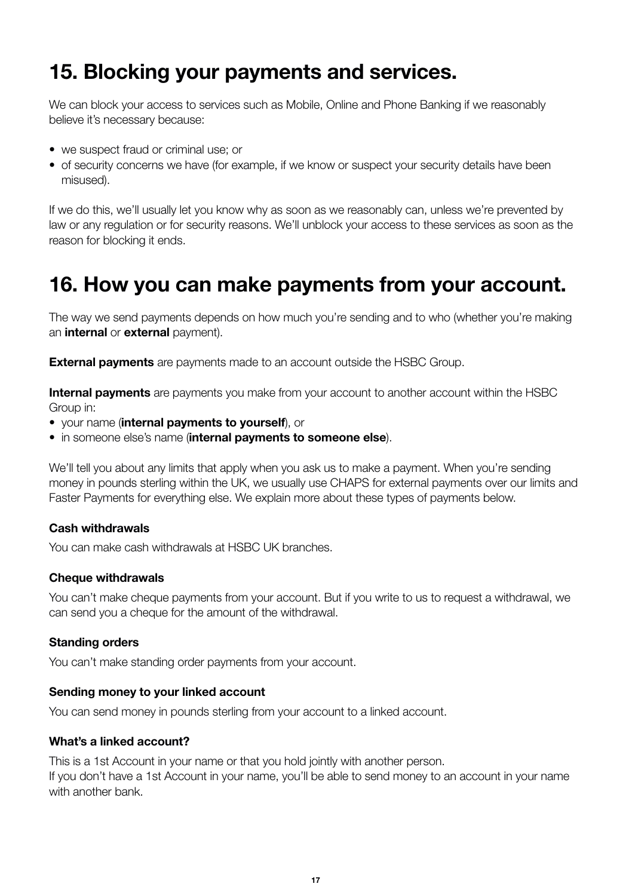# 15. Blocking your payments and services.

We can block your access to services such as Mobile, Online and Phone Banking if we reasonably believe it's necessary because:

- we suspect fraud or criminal use; or
- of security concerns we have (for example, if we know or suspect your security details have been misused).

If we do this, we'll usually let you know why as soon as we reasonably can, unless we're prevented by law or any regulation or for security reasons. We'll unblock your access to these services as soon as the reason for blocking it ends.

# 16. How you can make payments from your account.

The way we send payments depends on how much you're sending and to who (whether you're making an **internal** or **external** payment).

**External payments** are payments made to an account outside the HSBC Group.

**Internal payments** are payments you make from your account to another account within the HSBC Group in:

- your name (**internal payments to yourself**), or
- in someone else's name (**internal payments to someone else**).

We'll tell you about any limits that apply when you ask us to make a payment. When you're sending money in pounds sterling within the UK, we usually use CHAPS for external payments over our limits and Faster Payments for everything else. We explain more about these types of payments below.

### Cash withdrawals

You can make cash withdrawals at HSBC UK branches.

### Cheque withdrawals

You can't make cheque payments from your account. But if you write to us to request a withdrawal, we can send you a cheque for the amount of the withdrawal.

### Standing orders

You can't make standing order payments from your account.

### Sending money to your linked account

You can send money in pounds sterling from your account to a linked account.

### What's a linked account?

This is a 1st Account in your name or that you hold jointly with another person.
If you don't have a 1st Account in your name, you'll be able to send money to an account in your name with another bank.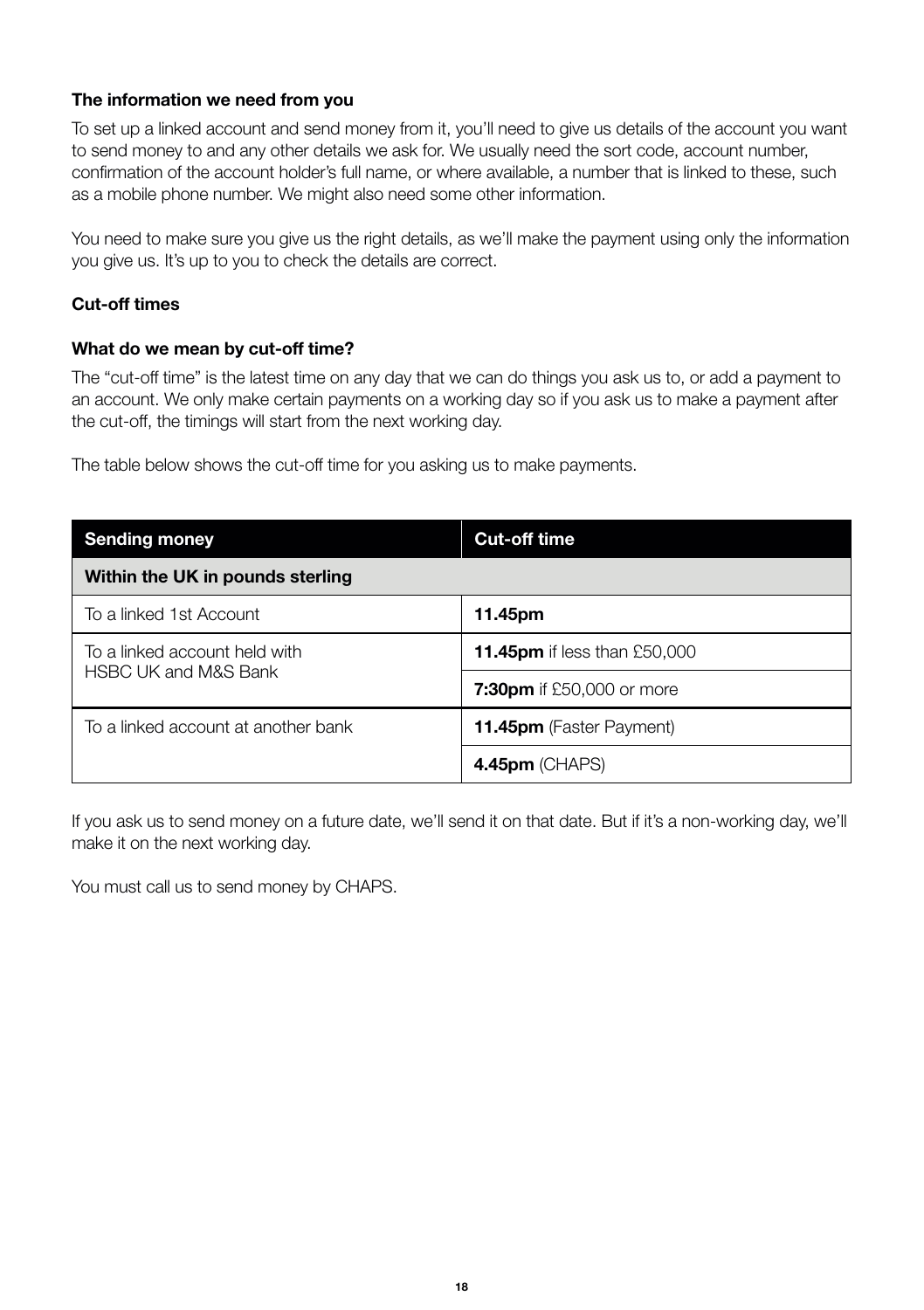### The information we need from you

To set up a linked account and send money from it, you'll need to give us details of the account you want to send money to and any other details we ask for. We usually need the sort code, account number, confirmation of the account holder's full name, or where available, a number that is linked to these, such as a mobile phone number. We might also need some other information.

You need to make sure you give us the right details, as we'll make the payment using only the information you give us. It's up to you to check the details are correct.

### Cut-off times

#### What do we mean by cut-off time?

The "cut-off time" is the latest time on any day that we can do things you ask us to, or add a payment to an account. We only make certain payments on a working day so if you ask us to make a payment after the cut-off, the timings will start from the next working day.

The table below shows the cut-off time for you asking us to make payments.

| Sending money | Cut-off time |
|---|---|
| **Within the UK in pounds sterling** | |
| To a linked 1st Account | **11.45pm** |
| To a linked account held with HSBC UK and M&S Bank | **11.45pm** if less than £50,000 |
| | **7:30pm** if £50,000 or more |
| To a linked account at another bank | **11.45pm** (Faster Payment) |
| | **4.45pm** (CHAPS) |

If you ask us to send money on a future date, we'll send it on that date. But if it's a non-working day, we'll make it on the next working day.

You must call us to send money by CHAPS.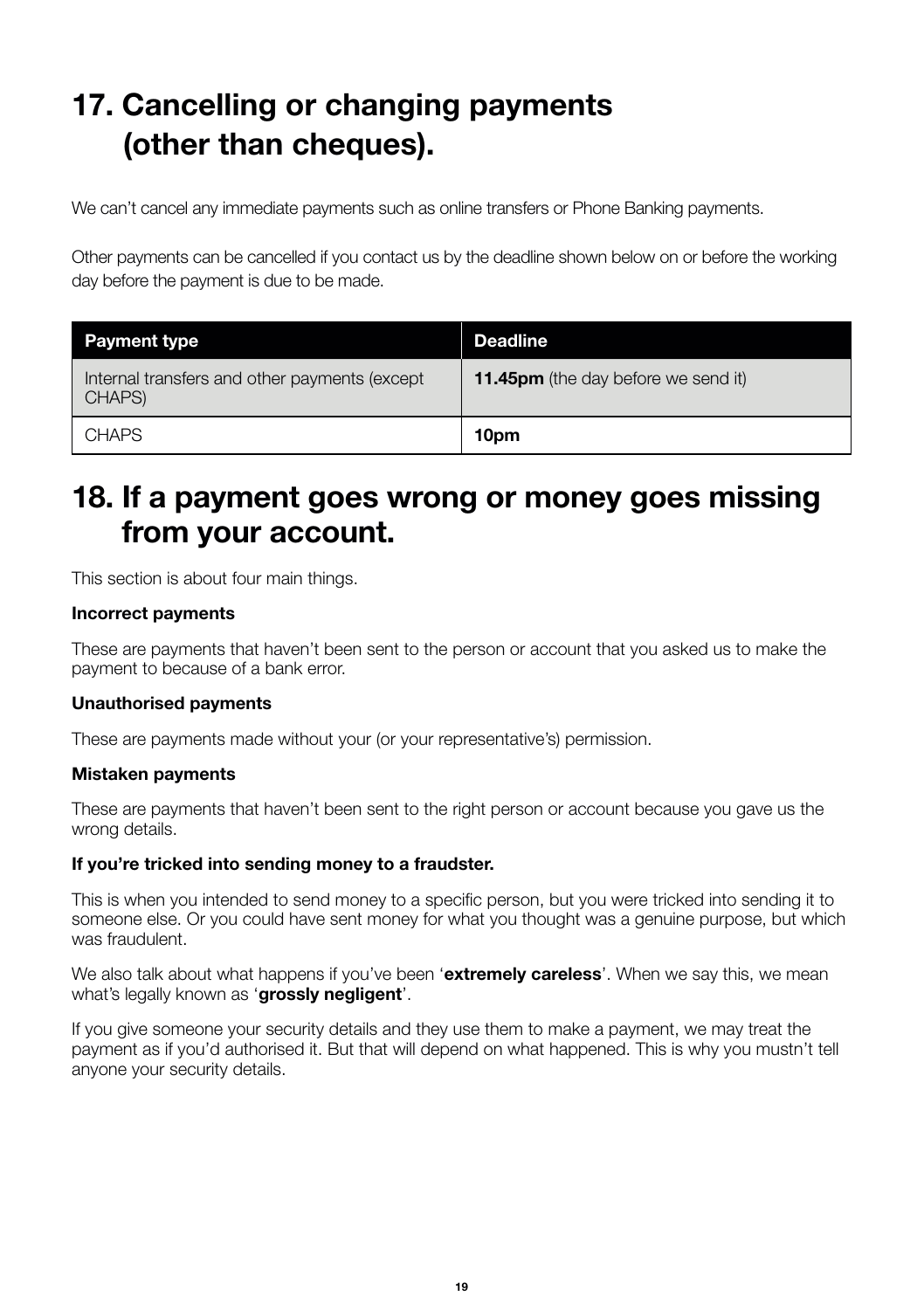# 17. Cancelling or changing payments (other than cheques).

We can’t cancel any immediate payments such as online transfers or Phone Banking payments.

Other payments can be cancelled if you contact us by the deadline shown below on or before the working day before the payment is due to be made.

| Payment type | Deadline |
| --- | --- |
| Internal transfers and other payments (except CHAPS) | **11.45pm** (the day before we send it) |
| CHAPS | **10pm** |

# 18. If a payment goes wrong or money goes missing from your account.

This section is about four main things.

**Incorrect payments**

These are payments that haven’t been sent to the person or account that you asked us to make the payment to because of a bank error.

**Unauthorised payments**

These are payments made without your (or your representative’s) permission.

**Mistaken payments**

These are payments that haven’t been sent to the right person or account because you gave us the wrong details.

**If you’re tricked into sending money to a fraudster.**

This is when you intended to send money to a specific person, but you were tricked into sending it to someone else. Or you could have sent money for what you thought was a genuine purpose, but which was fraudulent.

We also talk about what happens if you’ve been ‘**extremely careless**’. When we say this, we mean what’s legally known as ‘**grossly negligent**’.

If you give someone your security details and they use them to make a payment, we may treat the payment as if you’d authorised it. But that will depend on what happened. This is why you mustn’t tell anyone your security details.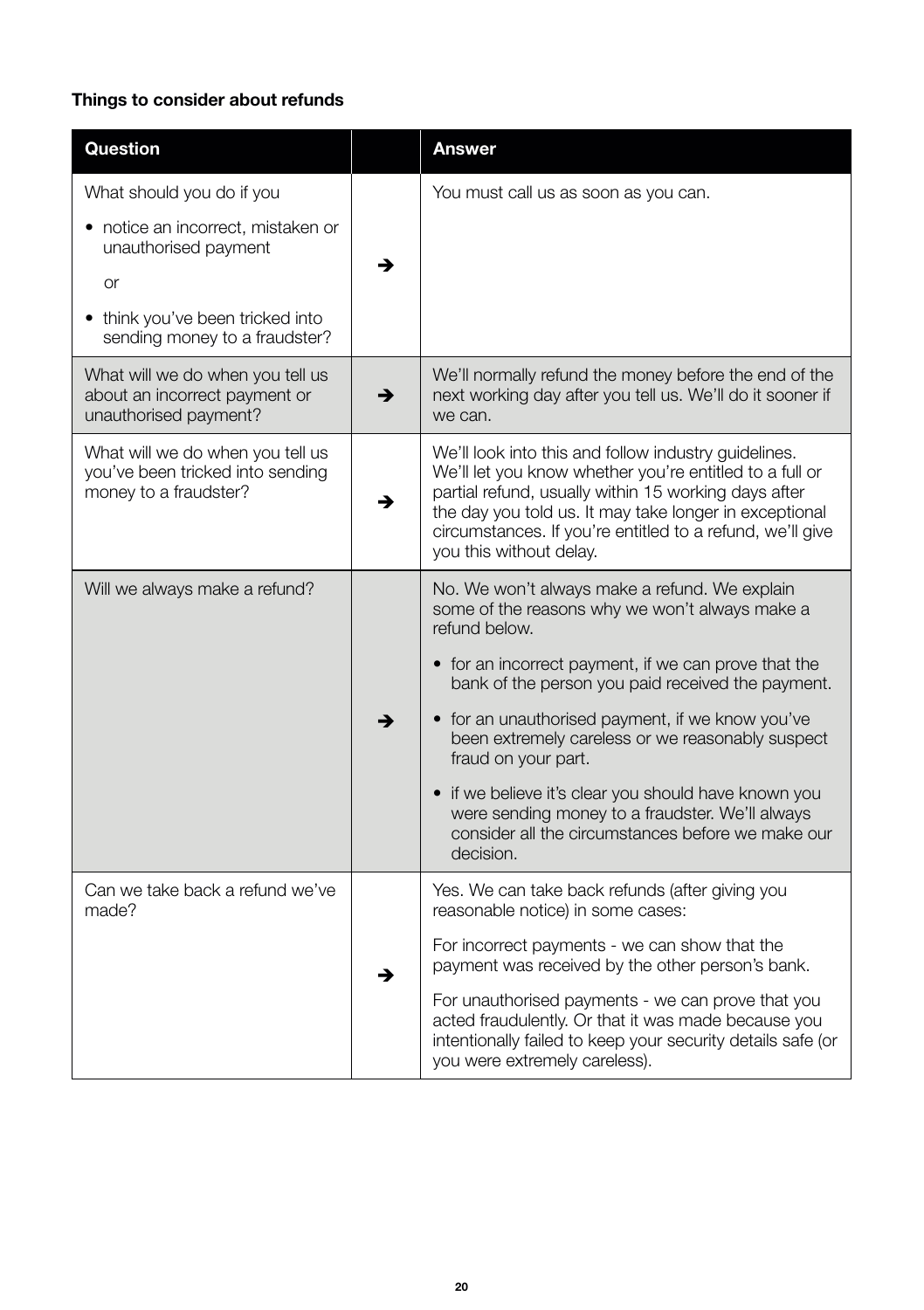**Things to consider about refunds**

| Question | | Answer |
|---|---|---|
| What should you do if you<br>• notice an incorrect, mistaken or unauthorised payment<br>or<br>• think you've been tricked into sending money to a fraudster? | ➔ | You must call us as soon as you can. |
| What will we do when you tell us about an incorrect payment or unauthorised payment? | ➔ | We'll normally refund the money before the end of the next working day after you tell us. We'll do it sooner if we can. |
| What will we do when you tell us you've been tricked into sending money to a fraudster? | ➔ | We'll look into this and follow industry guidelines. We'll let you know whether you're entitled to a full or partial refund, usually within 15 working days after the day you told us. It may take longer in exceptional circumstances. If you're entitled to a refund, we'll give you this without delay. |
| Will we always make a refund? | ➔ | No. We won't always make a refund. We explain some of the reasons why we won't always make a refund below.<br>• for an incorrect payment, if we can prove that the bank of the person you paid received the payment.<br>• for an unauthorised payment, if we know you've been extremely careless or we reasonably suspect fraud on your part.<br>• if we believe it's clear you should have known you were sending money to a fraudster. We'll always consider all the circumstances before we make our decision. |
| Can we take back a refund we've made? | ➔ | Yes. We can take back refunds (after giving you reasonable notice) in some cases:<br>For incorrect payments - we can show that the payment was received by the other person's bank.<br>For unauthorised payments - we can prove that you acted fraudulently. Or that it was made because you intentionally failed to keep your security details safe (or you were extremely careless). |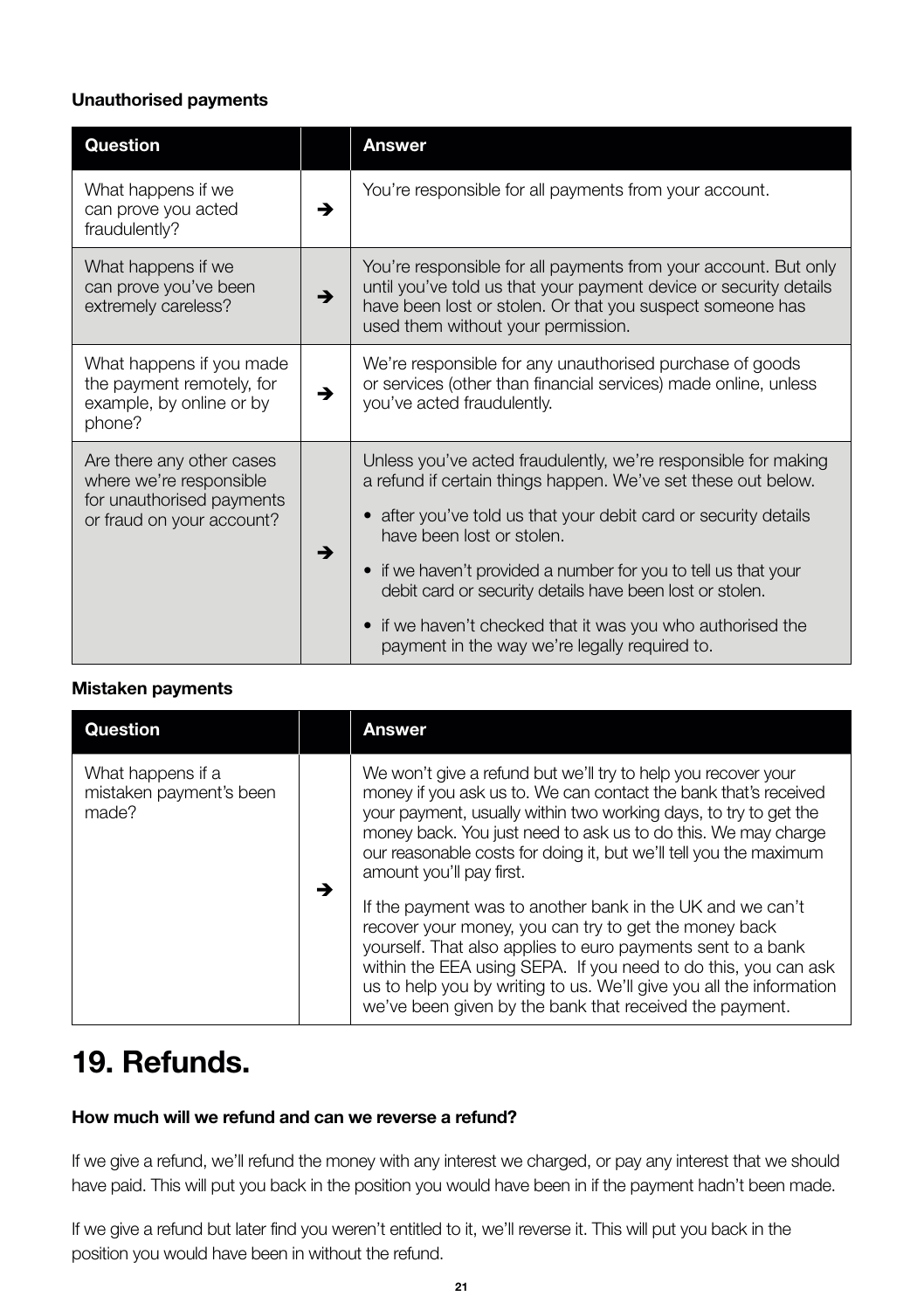**Unauthorised payments**

| Question | | Answer |
|---|---|---|
| What happens if we can prove you acted fraudulently? | ➔ | You're responsible for all payments from your account. |
| What happens if we can prove you've been extremely careless? | ➔ | You're responsible for all payments from your account. But only until you've told us that your payment device or security details have been lost or stolen. Or that you suspect someone has used them without your permission. |
| What happens if you made the payment remotely, for example, by online or by phone? | ➔ | We're responsible for any unauthorised purchase of goods or services (other than financial services) made online, unless you've acted fraudulently. |
| Are there any other cases where we're responsible for unauthorised payments or fraud on your account? | ➔ | Unless you've acted fraudulently, we're responsible for making a refund if certain things happen. We've set these out below.<br>• after you've told us that your debit card or security details have been lost or stolen.<br>• if we haven't provided a number for you to tell us that your debit card or security details have been lost or stolen.<br>• if we haven't checked that it was you who authorised the payment in the way we're legally required to. |

**Mistaken payments**

| Question | | Answer |
|---|---|---|
| What happens if a mistaken payment's been made? | ➔ | We won't give a refund but we'll try to help you recover your money if you ask us to. We can contact the bank that's received your payment, usually within two working days, to try to get the money back. You just need to ask us to do this. We may charge our reasonable costs for doing it, but we'll tell you the maximum amount you'll pay first.<br><br>If the payment was to another bank in the UK and we can't recover your money, you can try to get the money back yourself. That also applies to euro payments sent to a bank within the EEA using SEPA. If you need to do this, you can ask us to help you by writing to us. We'll give you all the information we've been given by the bank that received the payment. |

# 19. Refunds.

**How much will we refund and can we reverse a refund?**

If we give a refund, we'll refund the money with any interest we charged, or pay any interest that we should have paid. This will put you back in the position you would have been in if the payment hadn't been made.

If we give a refund but later find you weren't entitled to it, we'll reverse it. This will put you back in the position you would have been in without the refund.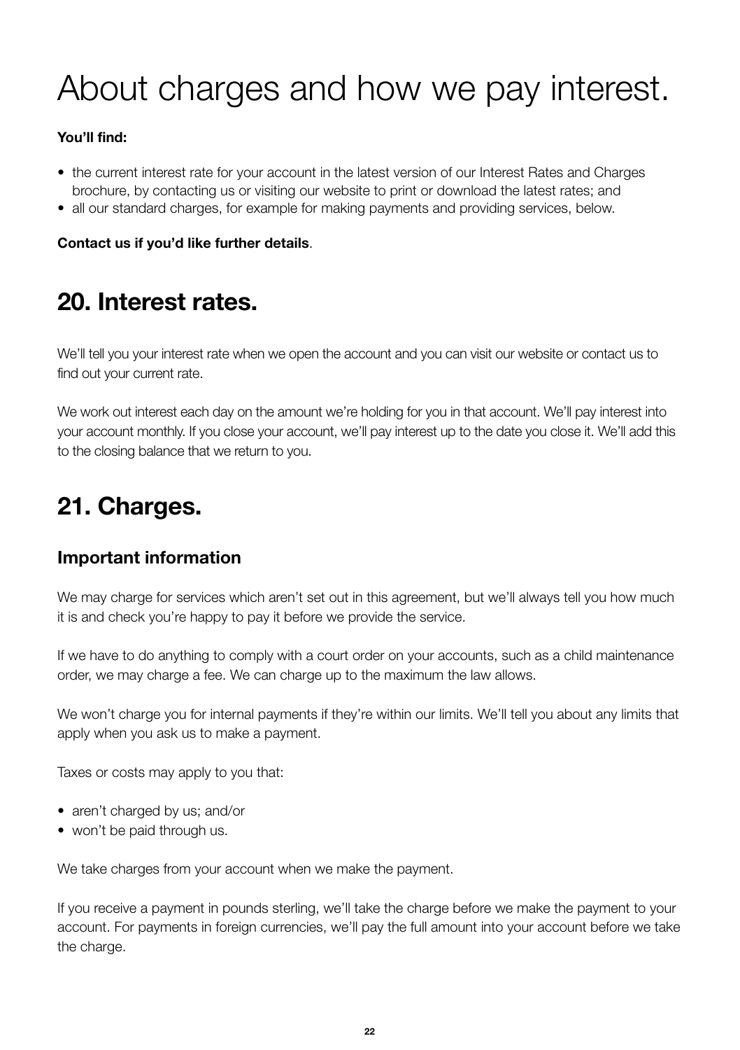# About charges and how we pay interest.

**You'll find:**

- the current interest rate for your account in the latest version of our Interest Rates and Charges brochure, by contacting us or visiting our website to print or download the latest rates; and
- all our standard charges, for example for making payments and providing services, below.

**Contact us if you'd like further details**.

## 20. Interest rates.

We'll tell you your interest rate when we open the account and you can visit our website or contact us to find out your current rate.

We work out interest each day on the amount we're holding for you in that account. We'll pay interest into your account monthly. If you close your account, we'll pay interest up to the date you close it. We'll add this to the closing balance that we return to you.

## 21. Charges.

### Important information

We may charge for services which aren't set out in this agreement, but we'll always tell you how much it is and check you're happy to pay it before we provide the service.

If we have to do anything to comply with a court order on your accounts, such as a child maintenance order, we may charge a fee. We can charge up to the maximum the law allows.

We won't charge you for internal payments if they're within our limits. We'll tell you about any limits that apply when you ask us to make a payment.

Taxes or costs may apply to you that:

- aren't charged by us; and/or
- won't be paid through us.

We take charges from your account when we make the payment.

If you receive a payment in pounds sterling, we'll take the charge before we make the payment to your account. For payments in foreign currencies, we'll pay the full amount into your account before we take the charge.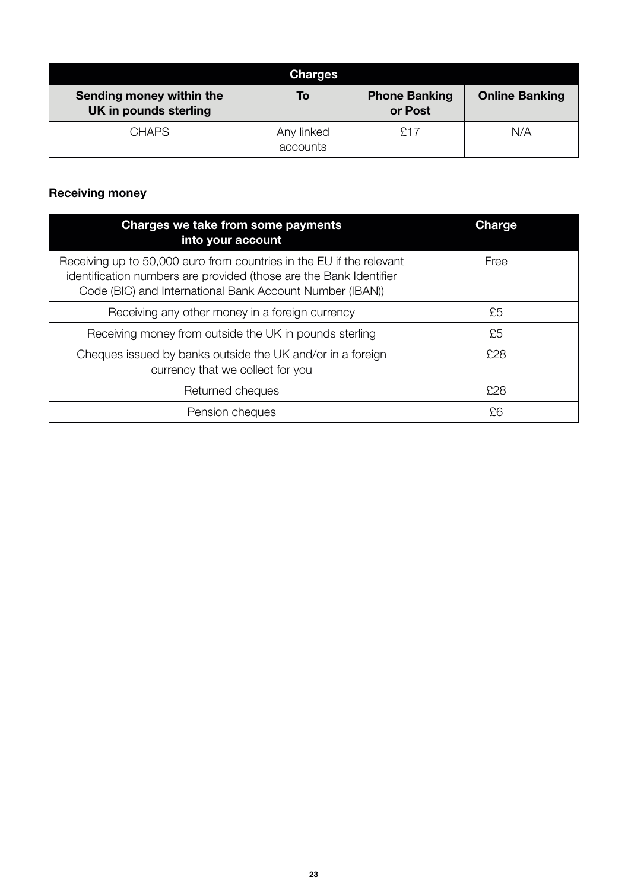| Charges | | | |
|---|---|---|---|
| **Sending money within the UK in pounds sterling** | **To** | **Phone Banking or Post** | **Online Banking** |
| CHAPS | Any linked accounts | £17 | N/A |

**Receiving money**

| Charges we take from some payments into your account | Charge |
|---|---|
| Receiving up to 50,000 euro from countries in the EU if the relevant identification numbers are provided (those are the Bank Identifier Code (BIC) and International Bank Account Number (IBAN)) | Free |
| Receiving any other money in a foreign currency | £5 |
| Receiving money from outside the UK in pounds sterling | £5 |
| Cheques issued by banks outside the UK and/or in a foreign currency that we collect for you | £28 |
| Returned cheques | £28 |
| Pension cheques | £6 |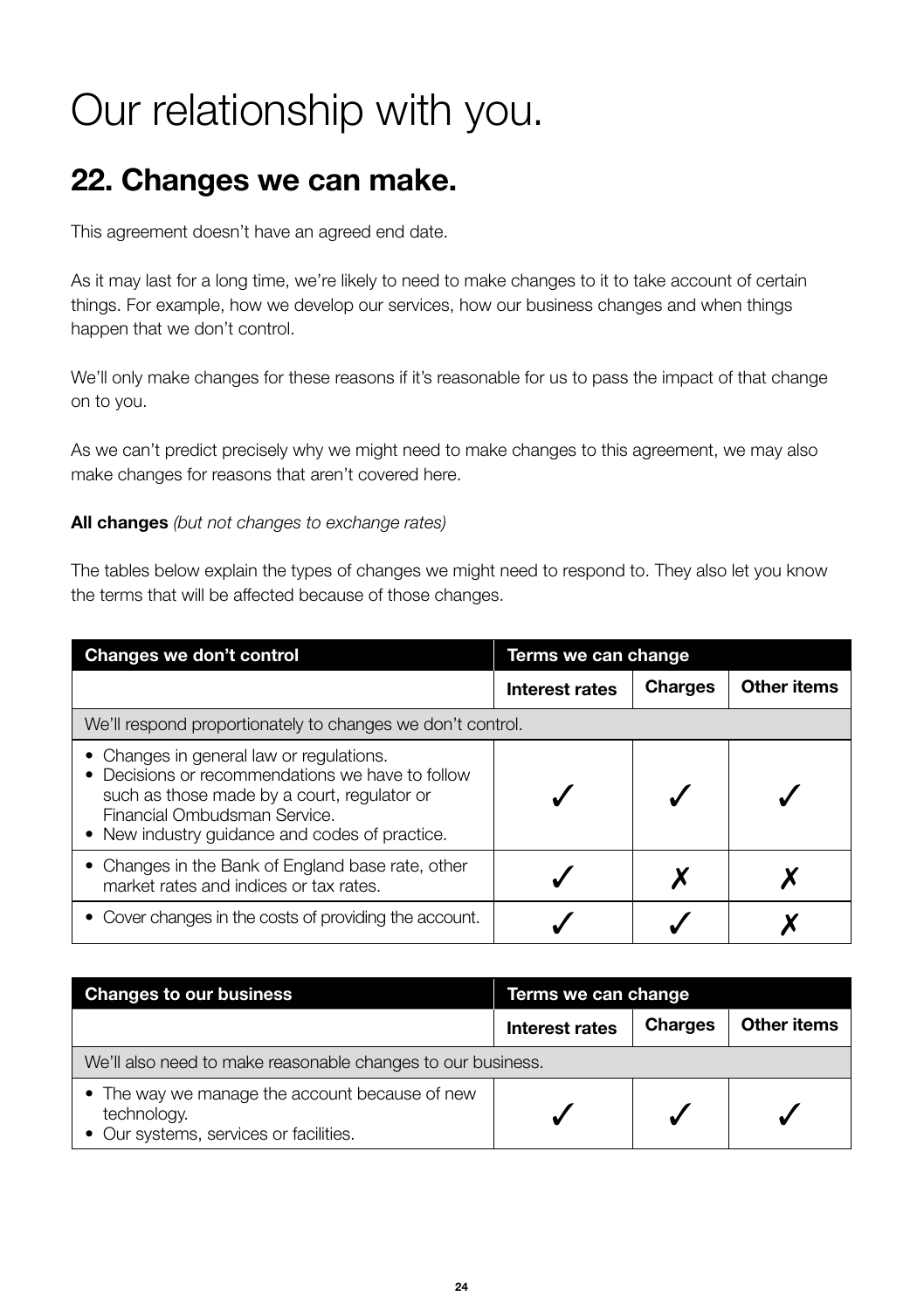# Our relationship with you.

## 22. Changes we can make.

This agreement doesn't have an agreed end date.

As it may last for a long time, we're likely to need to make changes to it to take account of certain things. For example, how we develop our services, how our business changes and when things happen that we don't control.

We'll only make changes for these reasons if it's reasonable for us to pass the impact of that change on to you.

As we can't predict precisely why we might need to make changes to this agreement, we may also make changes for reasons that aren't covered here.

**All changes** *(but not changes to exchange rates)*

The tables below explain the types of changes we might need to respond to. They also let you know the terms that will be affected because of those changes.

| Changes we don't control | Terms we can change | | |
|---|---|---|---|
| | **Interest rates** | **Charges** | **Other items** |
| We'll respond proportionately to changes we don't control. | | | |
| • Changes in general law or regulations.<br>• Decisions or recommendations we have to follow such as those made by a court, regulator or Financial Ombudsman Service.<br>• New industry guidance and codes of practice. | ✓ | ✓ | ✓ |
| • Changes in the Bank of England base rate, other market rates and indices or tax rates. | ✓ | ✗ | ✗ |
| • Cover changes in the costs of providing the account. | ✓ | ✓ | ✗ |

| Changes to our business | Terms we can change | | |
|---|---|---|---|
| | **Interest rates** | **Charges** | **Other items** |
| We'll also need to make reasonable changes to our business. | | | |
| • The way we manage the account because of new technology.<br>• Our systems, services or facilities. | ✓ | ✓ | ✓ |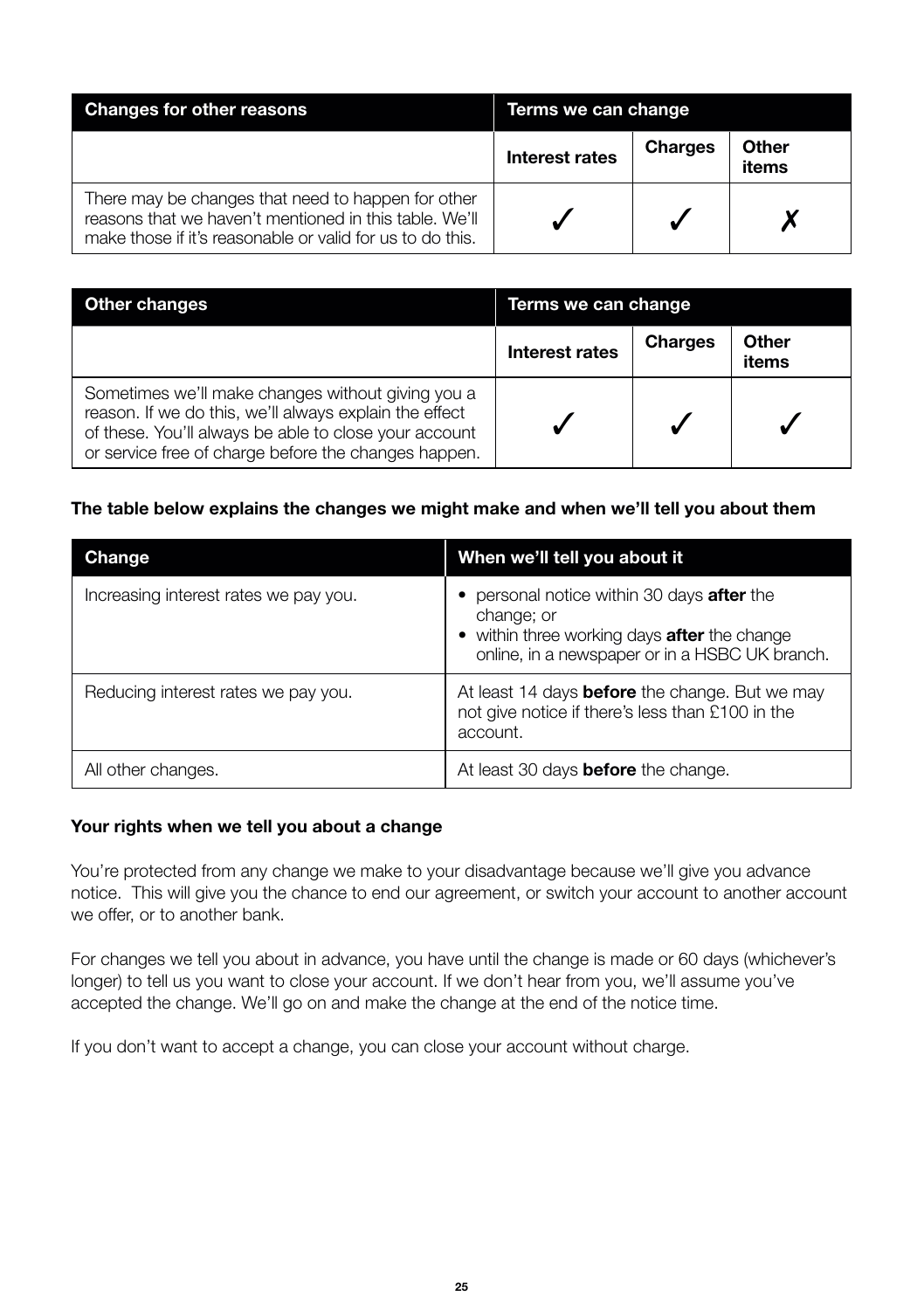| Changes for other reasons | Terms we can change | | |
|---|---|---|---|
| | Interest rates | Charges | Other items |
| There may be changes that need to happen for other reasons that we haven't mentioned in this table. We'll make those if it's reasonable or valid for us to do this. | ✓ | ✓ | ✗ |

| Other changes | Terms we can change | | |
|---|---|---|---|
| | Interest rates | Charges | Other items |
| Sometimes we'll make changes without giving you a reason. If we do this, we'll always explain the effect of these. You'll always be able to close your account or service free of charge before the changes happen. | ✓ | ✓ | ✓ |

**The table below explains the changes we might make and when we'll tell you about them**

| Change | When we'll tell you about it |
|---|---|
| Increasing interest rates we pay you. | • personal notice within 30 days **after** the change; or<br>• within three working days **after** the change online, in a newspaper or in a HSBC UK branch. |
| Reducing interest rates we pay you. | At least 14 days **before** the change. But we may not give notice if there's less than £100 in the account. |
| All other changes. | At least 30 days **before** the change. |

**Your rights when we tell you about a change**

You're protected from any change we make to your disadvantage because we'll give you advance notice. This will give you the chance to end our agreement, or switch your account to another account we offer, or to another bank.

For changes we tell you about in advance, you have until the change is made or 60 days (whichever's longer) to tell us you want to close your account. If we don't hear from you, we'll assume you've accepted the change. We'll go on and make the change at the end of the notice time.

If you don't want to accept a change, you can close your account without charge.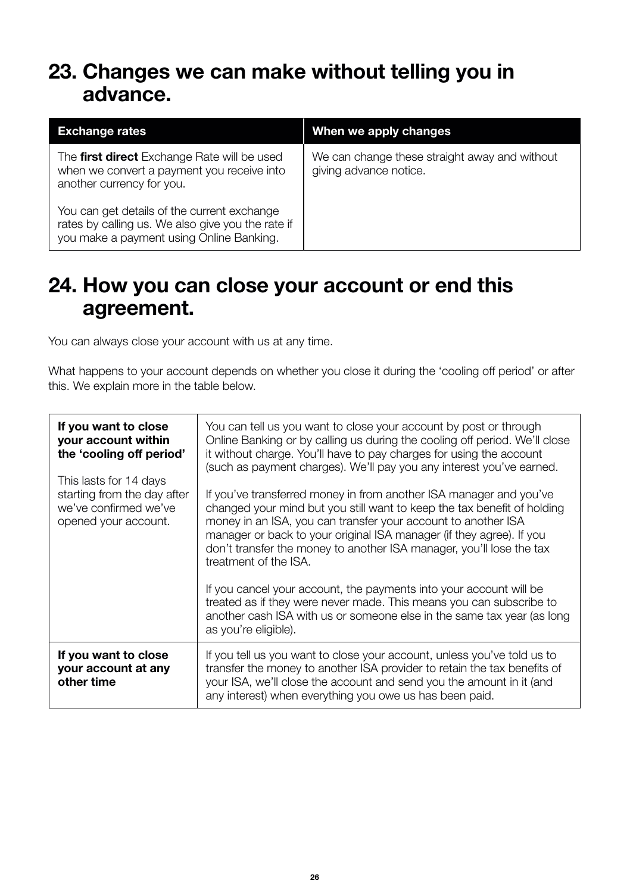## 23. Changes we can make without telling you in advance.

| Exchange rates | When we apply changes |
| --- | --- |
| The **first direct** Exchange Rate will be used when we convert a payment you receive into another currency for you.<br><br>You can get details of the current exchange rates by calling us. We also give you the rate if you make a payment using Online Banking. | We can change these straight away and without giving advance notice. |

## 24. How you can close your account or end this agreement.

You can always close your account with us at any time.

What happens to your account depends on whether you close it during the 'cooling off period' or after this. We explain more in the table below.

| | |
| --- | --- |
| **If you want to close your account within the 'cooling off period'**<br><br>This lasts for 14 days starting from the day after we've confirmed we've opened your account. | You can tell us you want to close your account by post or through Online Banking or by calling us during the cooling off period. We'll close it without charge. You'll have to pay charges for using the account (such as payment charges). We'll pay you any interest you've earned.<br><br>If you've transferred money in from another ISA manager and you've changed your mind but you still want to keep the tax benefit of holding money in an ISA, you can transfer your account to another ISA manager or back to your original ISA manager (if they agree). If you don't transfer the money to another ISA manager, you'll lose the tax treatment of the ISA.<br><br>If you cancel your account, the payments into your account will be treated as if they were never made. This means you can subscribe to another cash ISA with us or someone else in the same tax year (as long as you're eligible). |
| **If you want to close your account at any other time** | If you tell us you want to close your account, unless you've told us to transfer the money to another ISA provider to retain the tax benefits of your ISA, we'll close the account and send you the amount in it (and any interest) when everything you owe us has been paid. |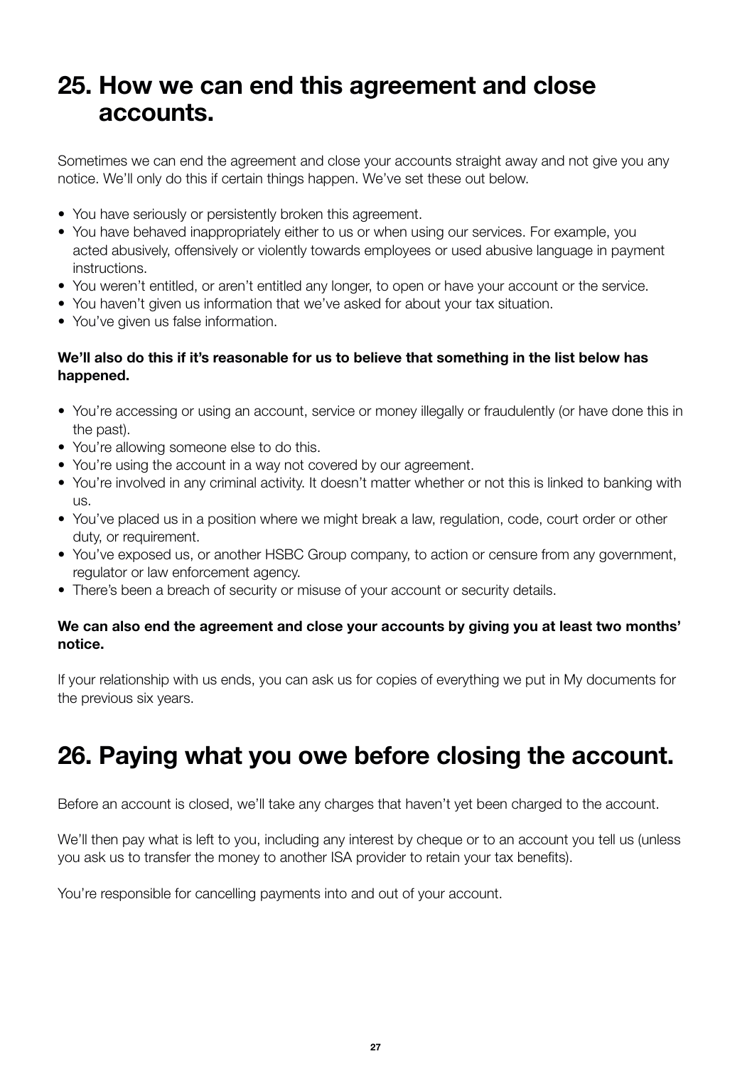## 25. How we can end this agreement and close accounts.

Sometimes we can end the agreement and close your accounts straight away and not give you any notice. We'll only do this if certain things happen. We've set these out below.

- You have seriously or persistently broken this agreement.
- You have behaved inappropriately either to us or when using our services. For example, you acted abusively, offensively or violently towards employees or used abusive language in payment instructions.
- You weren't entitled, or aren't entitled any longer, to open or have your account or the service.
- You haven't given us information that we've asked for about your tax situation.
- You've given us false information.

**We'll also do this if it's reasonable for us to believe that something in the list below has happened.**

- You're accessing or using an account, service or money illegally or fraudulently (or have done this in the past).
- You're allowing someone else to do this.
- You're using the account in a way not covered by our agreement.
- You're involved in any criminal activity. It doesn't matter whether or not this is linked to banking with us.
- You've placed us in a position where we might break a law, regulation, code, court order or other duty, or requirement.
- You've exposed us, or another HSBC Group company, to action or censure from any government, regulator or law enforcement agency.
- There's been a breach of security or misuse of your account or security details.

**We can also end the agreement and close your accounts by giving you at least two months' notice.**

If your relationship with us ends, you can ask us for copies of everything we put in My documents for the previous six years.

## 26. Paying what you owe before closing the account.

Before an account is closed, we'll take any charges that haven't yet been charged to the account.

We'll then pay what is left to you, including any interest by cheque or to an account you tell us (unless you ask us to transfer the money to another ISA provider to retain your tax benefits).

You're responsible for cancelling payments into and out of your account.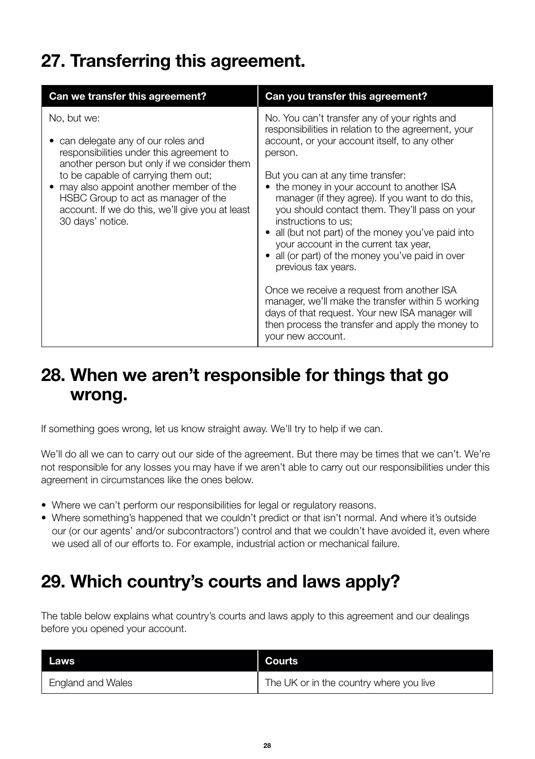## 27. Transferring this agreement.

| Can we transfer this agreement? | Can you transfer this agreement? |
| --- | --- |
| No, but we:<br><br>• can delegate any of our roles and responsibilities under this agreement to another person but only if we consider them to be capable of carrying them out;<br>• may also appoint another member of the HSBC Group to act as manager of the account. If we do this, we'll give you at least 30 days' notice. | No. You can't transfer any of your rights and responsibilities in relation to the agreement, your account, or your account itself, to any other person.<br><br>But you can at any time transfer:<br>• the money in your account to another ISA manager (if they agree). If you want to do this, you should contact them. They'll pass on your instructions to us;<br>• all (but not part) of the money you've paid into your account in the current tax year,<br>• all (or part) of the money you've paid in over previous tax years.<br><br>Once we receive a request from another ISA manager, we'll make the transfer within 5 working days of that request. Your new ISA manager will then process the transfer and apply the money to your new account. |

## 28. When we aren't responsible for things that go wrong.

If something goes wrong, let us know straight away. We'll try to help if we can.

We'll do all we can to carry out our side of the agreement. But there may be times that we can't. We're not responsible for any losses you may have if we aren't able to carry out our responsibilities under this agreement in circumstances like the ones below.

- Where we can't perform our responsibilities for legal or regulatory reasons.
- Where something's happened that we couldn't predict or that isn't normal. And where it's outside our (or our agents' and/or subcontractors') control and that we couldn't have avoided it, even where we used all of our efforts to. For example, industrial action or mechanical failure.

## 29. Which country's courts and laws apply?

The table below explains what country's courts and laws apply to this agreement and our dealings before you opened your account.

| Laws | Courts |
| --- | --- |
| England and Wales | The UK or in the country where you live |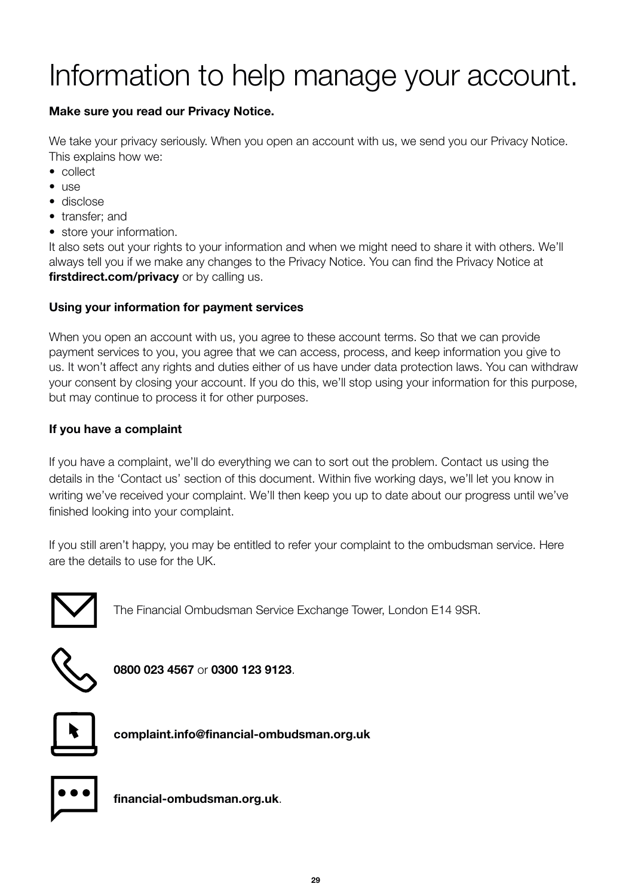# Information to help manage your account.

**Make sure you read our Privacy Notice.**

We take your privacy seriously. When you open an account with us, we send you our Privacy Notice. This explains how we:

- collect
- use
- disclose
- transfer; and
- store your information.

It also sets out your rights to your information and when we might need to share it with others. We'll always tell you if we make any changes to the Privacy Notice. You can find the Privacy Notice at **firstdirect.com/privacy** or by calling us.

**Using your information for payment services**

When you open an account with us, you agree to these account terms. So that we can provide payment services to you, you agree that we can access, process, and keep information you give to us. It won't affect any rights and duties either of us have under data protection laws. You can withdraw your consent by closing your account. If you do this, we'll stop using your information for this purpose, but may continue to process it for other purposes.

**If you have a complaint**

If you have a complaint, we'll do everything we can to sort out the problem. Contact us using the details in the 'Contact us' section of this document. Within five working days, we'll let you know in writing we've received your complaint. We'll then keep you up to date about our progress until we've finished looking into your complaint.

If you still aren't happy, you may be entitled to refer your complaint to the ombudsman service. Here are the details to use for the UK.

The Financial Ombudsman Service Exchange Tower, London E14 9SR.

**0800 023 4567** or **0300 123 9123**.

**complaint.info@financial-ombudsman.org.uk**

**financial-ombudsman.org.uk**.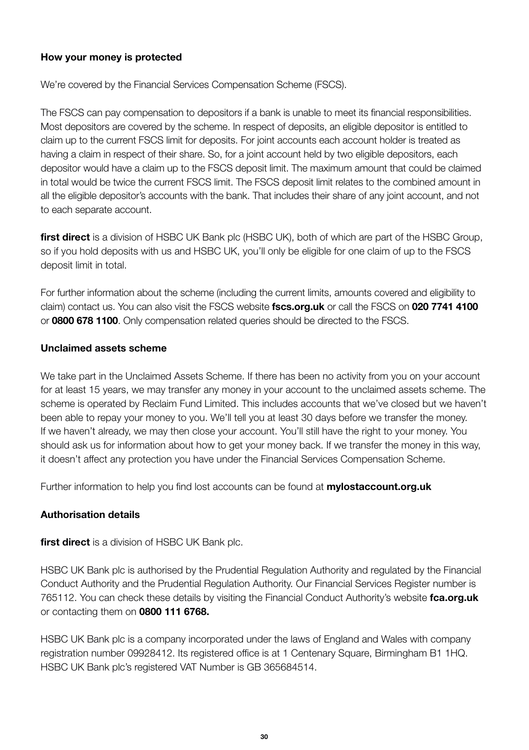### How your money is protected

We're covered by the Financial Services Compensation Scheme (FSCS).

The FSCS can pay compensation to depositors if a bank is unable to meet its financial responsibilities. Most depositors are covered by the scheme. In respect of deposits, an eligible depositor is entitled to claim up to the current FSCS limit for deposits. For joint accounts each account holder is treated as having a claim in respect of their share. So, for a joint account held by two eligible depositors, each depositor would have a claim up to the FSCS deposit limit. The maximum amount that could be claimed in total would be twice the current FSCS limit. The FSCS deposit limit relates to the combined amount in all the eligible depositor's accounts with the bank. That includes their share of any joint account, and not to each separate account.

**first direct** is a division of HSBC UK Bank plc (HSBC UK), both of which are part of the HSBC Group, so if you hold deposits with us and HSBC UK, you'll only be eligible for one claim of up to the FSCS deposit limit in total.

For further information about the scheme (including the current limits, amounts covered and eligibility to claim) contact us. You can also visit the FSCS website **fscs.org.uk** or call the FSCS on **020 7741 4100** or **0800 678 1100**. Only compensation related queries should be directed to the FSCS.

### Unclaimed assets scheme

We take part in the Unclaimed Assets Scheme. If there has been no activity from you on your account for at least 15 years, we may transfer any money in your account to the unclaimed assets scheme. The scheme is operated by Reclaim Fund Limited. This includes accounts that we've closed but we haven't been able to repay your money to you. We'll tell you at least 30 days before we transfer the money. If we haven't already, we may then close your account. You'll still have the right to your money. You should ask us for information about how to get your money back. If we transfer the money in this way, it doesn't affect any protection you have under the Financial Services Compensation Scheme.

Further information to help you find lost accounts can be found at **mylostaccount.org.uk**

### Authorisation details

**first direct** is a division of HSBC UK Bank plc.

HSBC UK Bank plc is authorised by the Prudential Regulation Authority and regulated by the Financial Conduct Authority and the Prudential Regulation Authority. Our Financial Services Register number is 765112. You can check these details by visiting the Financial Conduct Authority's website **fca.org.uk** or contacting them on **0800 111 6768.**

HSBC UK Bank plc is a company incorporated under the laws of England and Wales with company registration number 09928412. Its registered office is at 1 Centenary Square, Birmingham B1 1HQ. HSBC UK Bank plc's registered VAT Number is GB 365684514.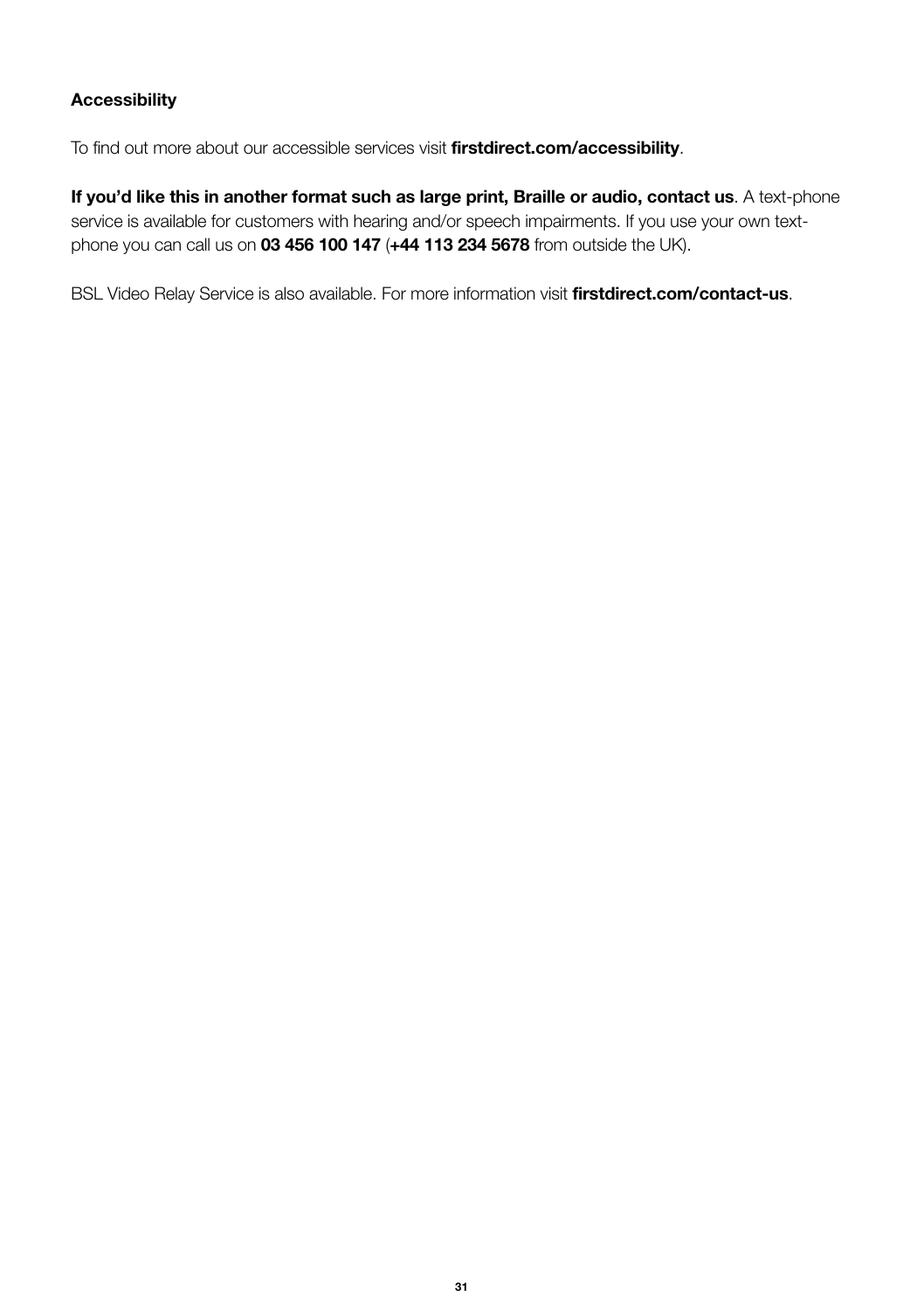**Accessibility**

To find out more about our accessible services visit **firstdirect.com/accessibility**.

**If you'd like this in another format such as large print, Braille or audio, contact us**. A text-phone service is available for customers with hearing and/or speech impairments. If you use your own text-phone you can call us on **03 456 100 147** (**+44 113 234 5678** from outside the UK).

BSL Video Relay Service is also available. For more information visit **firstdirect.com/contact-us**.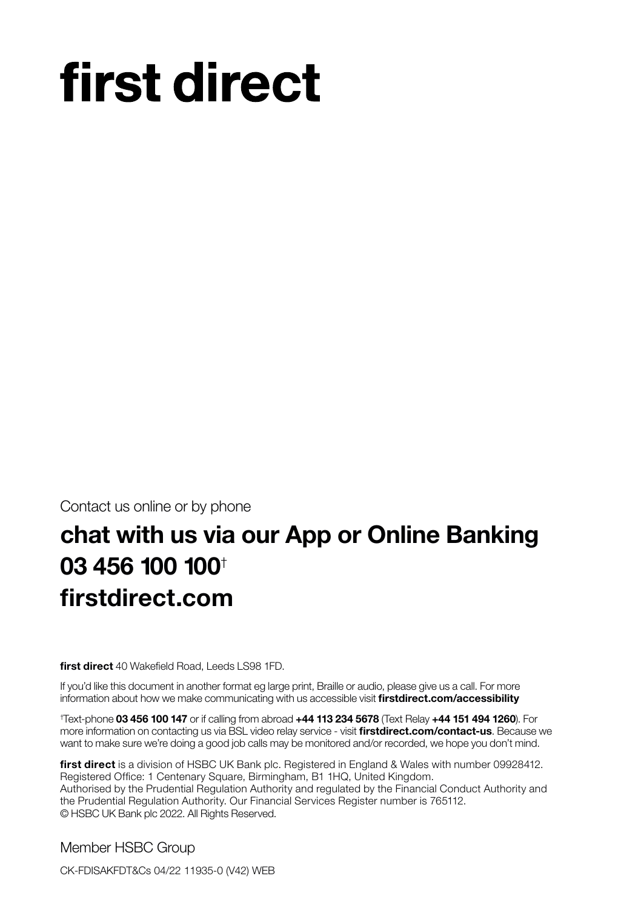# first direct

Contact us online or by phone

## chat with us via our App or Online Banking
## 03 456 100 100†
## firstdirect.com

**first direct** 40 Wakefield Road, Leeds LS98 1FD.

If you'd like this document in another format eg large print, Braille or audio, please give us a call. For more information about how we make communicating with us accessible visit **firstdirect.com/accessibility**

†Text-phone **03 456 100 147** or if calling from abroad **+44 113 234 5678** (Text Relay **+44 151 494 1260**). For more information on contacting us via BSL video relay service - visit **firstdirect.com/contact-us**. Because we want to make sure we're doing a good job calls may be monitored and/or recorded, we hope you don't mind.

**first direct** is a division of HSBC UK Bank plc. Registered in England & Wales with number 09928412. Registered Office: 1 Centenary Square, Birmingham, B1 1HQ, United Kingdom.
Authorised by the Prudential Regulation Authority and regulated by the Financial Conduct Authority and the Prudential Regulation Authority. Our Financial Services Register number is 765112.
© HSBC UK Bank plc 2022. All Rights Reserved.

Member HSBC Group

CK-FDISAKFDT&Cs 04/22 11935-0 (V42) WEB